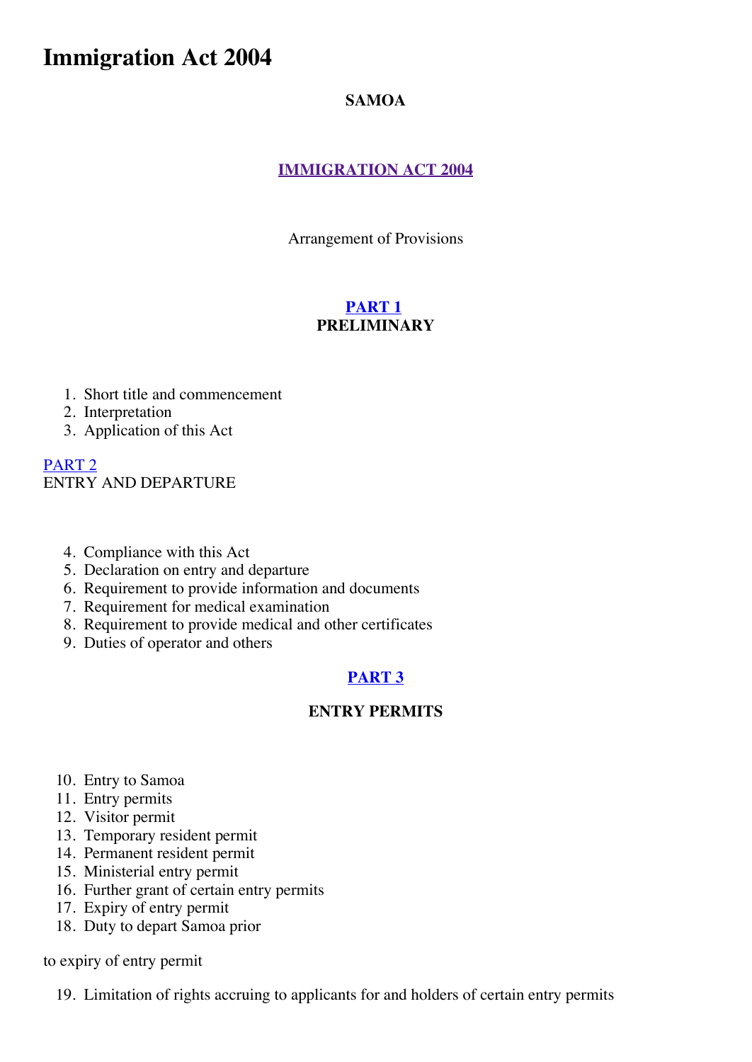# Immigration Act 2004

**SAMOA**

**IMMIGRATION ACT 2004**

Arrangement of Provisions

**PART 1**
**PRELIMINARY**

1. Short title and commencement
2. Interpretation
3. Application of this Act

PART 2
ENTRY AND DEPARTURE

4. Compliance with this Act
5. Declaration on entry and departure
6. Requirement to provide information and documents
7. Requirement for medical examination
8. Requirement to provide medical and other certificates
9. Duties of operator and others

**PART 3**

**ENTRY PERMITS**

10. Entry to Samoa
11. Entry permits
12. Visitor permit
13. Temporary resident permit
14. Permanent resident permit
15. Ministerial entry permit
16. Further grant of certain entry permits
17. Expiry of entry permit
18. Duty to depart Samoa prior

to expiry of entry permit

19. Limitation of rights accruing to applicants for and holders of certain entry permits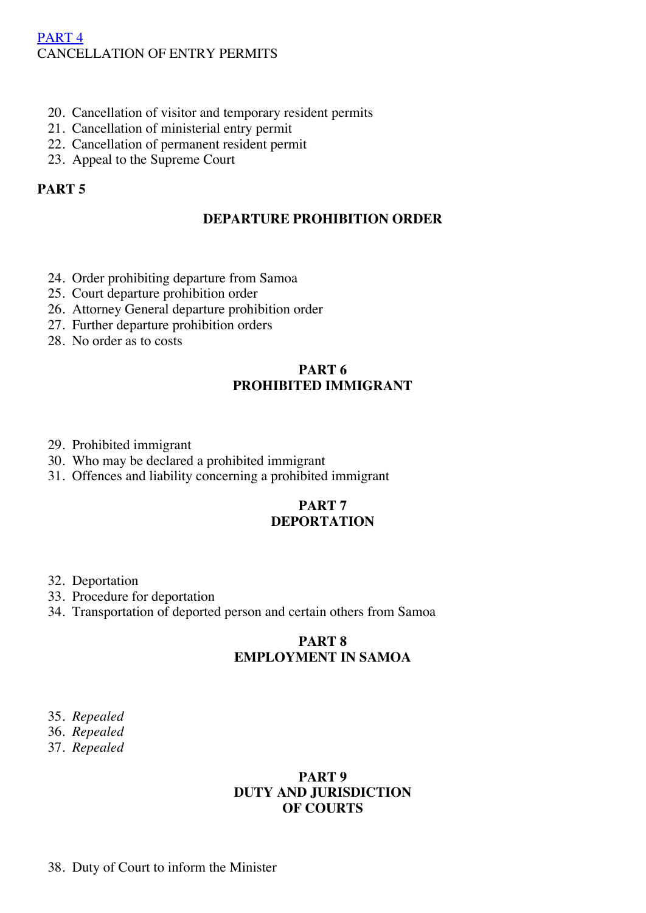## PART 4
CANCELLATION OF ENTRY PERMITS

20. Cancellation of visitor and temporary resident permits
21. Cancellation of ministerial entry permit
22. Cancellation of permanent resident permit
23. Appeal to the Supreme Court

## PART 5

### DEPARTURE PROHIBITION ORDER

24. Order prohibiting departure from Samoa
25. Court departure prohibition order
26. Attorney General departure prohibition order
27. Further departure prohibition orders
28. No order as to costs

## PART 6
### PROHIBITED IMMIGRANT

29. Prohibited immigrant
30. Who may be declared a prohibited immigrant
31. Offences and liability concerning a prohibited immigrant

## PART 7
### DEPORTATION

32. Deportation
33. Procedure for deportation
34. Transportation of deported person and certain others from Samoa

## PART 8
### EMPLOYMENT IN SAMOA

35. *Repealed*
36. *Repealed*
37. *Repealed*

## PART 9
### DUTY AND JURISDICTION OF COURTS

38. Duty of Court to inform the Minister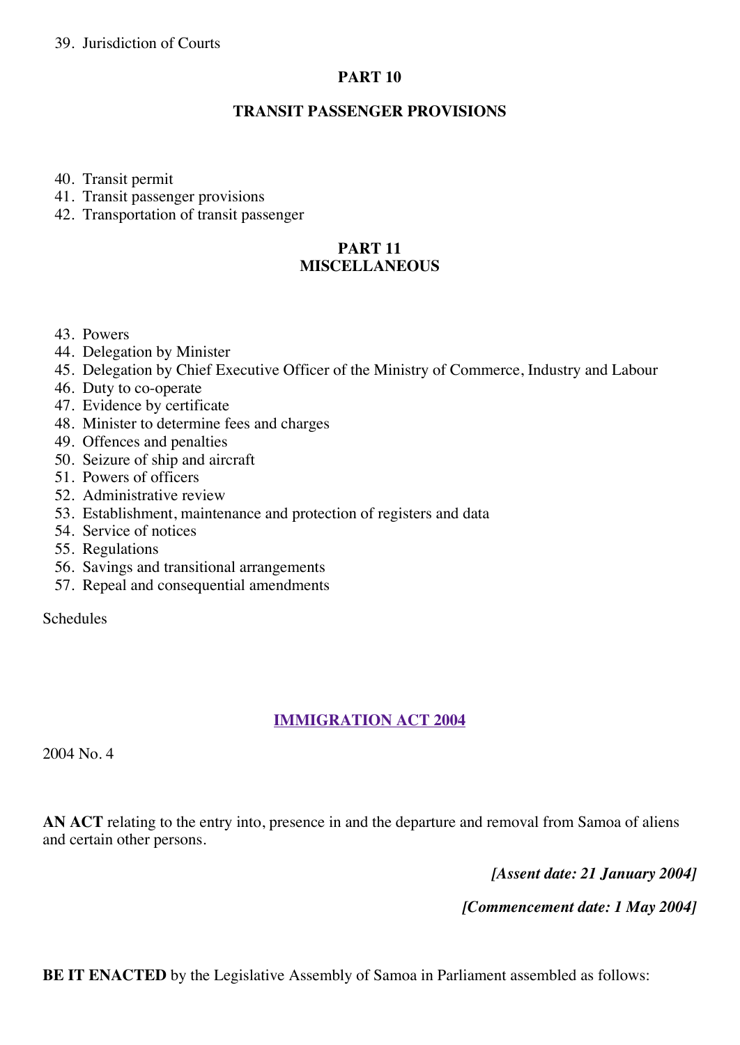39. Jurisdiction of Courts

**PART 10**

**TRANSIT PASSENGER PROVISIONS**

40. Transit permit
41. Transit passenger provisions
42. Transportation of transit passenger

**PART 11**
**MISCELLANEOUS**

43. Powers
44. Delegation by Minister
45. Delegation by Chief Executive Officer of the Ministry of Commerce, Industry and Labour
46. Duty to co-operate
47. Evidence by certificate
48. Minister to determine fees and charges
49. Offences and penalties
50. Seizure of ship and aircraft
51. Powers of officers
52. Administrative review
53. Establishment, maintenance and protection of registers and data
54. Service of notices
55. Regulations
56. Savings and transitional arrangements
57. Repeal and consequential amendments

Schedules

## IMMIGRATION ACT 2004

2004 No. 4

**AN ACT** relating to the entry into, presence in and the departure and removal from Samoa of aliens and certain other persons.

***[Assent date: 21 January 2004]***

***[Commencement date: 1 May 2004]***

**BE IT ENACTED** by the Legislative Assembly of Samoa in Parliament assembled as follows: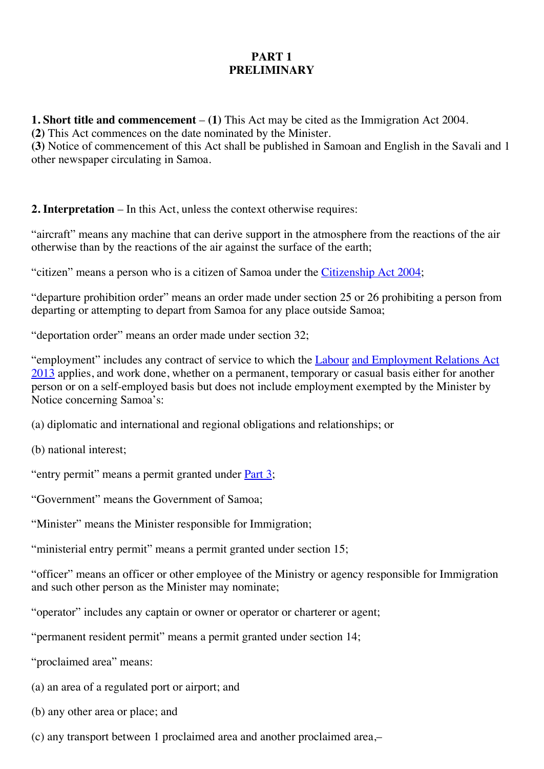## PART 1
## PRELIMINARY

**1. Short title and commencement** – **(1)** This Act may be cited as the Immigration Act 2004.
**(2)** This Act commences on the date nominated by the Minister.
**(3)** Notice of commencement of this Act shall be published in Samoan and English in the Savali and 1 other newspaper circulating in Samoa.

**2. Interpretation** – In this Act, unless the context otherwise requires:

"aircraft" means any machine that can derive support in the atmosphere from the reactions of the air otherwise than by the reactions of the air against the surface of the earth;

"citizen" means a person who is a citizen of Samoa under the Citizenship Act 2004;

"departure prohibition order" means an order made under section 25 or 26 prohibiting a person from departing or attempting to depart from Samoa for any place outside Samoa;

"deportation order" means an order made under section 32;

"employment" includes any contract of service to which the Labour and Employment Relations Act 2013 applies, and work done, whether on a permanent, temporary or casual basis either for another person or on a self-employed basis but does not include employment exempted by the Minister by Notice concerning Samoa's:

(a) diplomatic and international and regional obligations and relationships; or

(b) national interest;

"entry permit" means a permit granted under Part 3;

"Government" means the Government of Samoa;

"Minister" means the Minister responsible for Immigration;

"ministerial entry permit" means a permit granted under section 15;

"officer" means an officer or other employee of the Ministry or agency responsible for Immigration and such other person as the Minister may nominate;

"operator" includes any captain or owner or operator or charterer or agent;

"permanent resident permit" means a permit granted under section 14;

"proclaimed area" means:

(a) an area of a regulated port or airport; and

(b) any other area or place; and

(c) any transport between 1 proclaimed area and another proclaimed area,–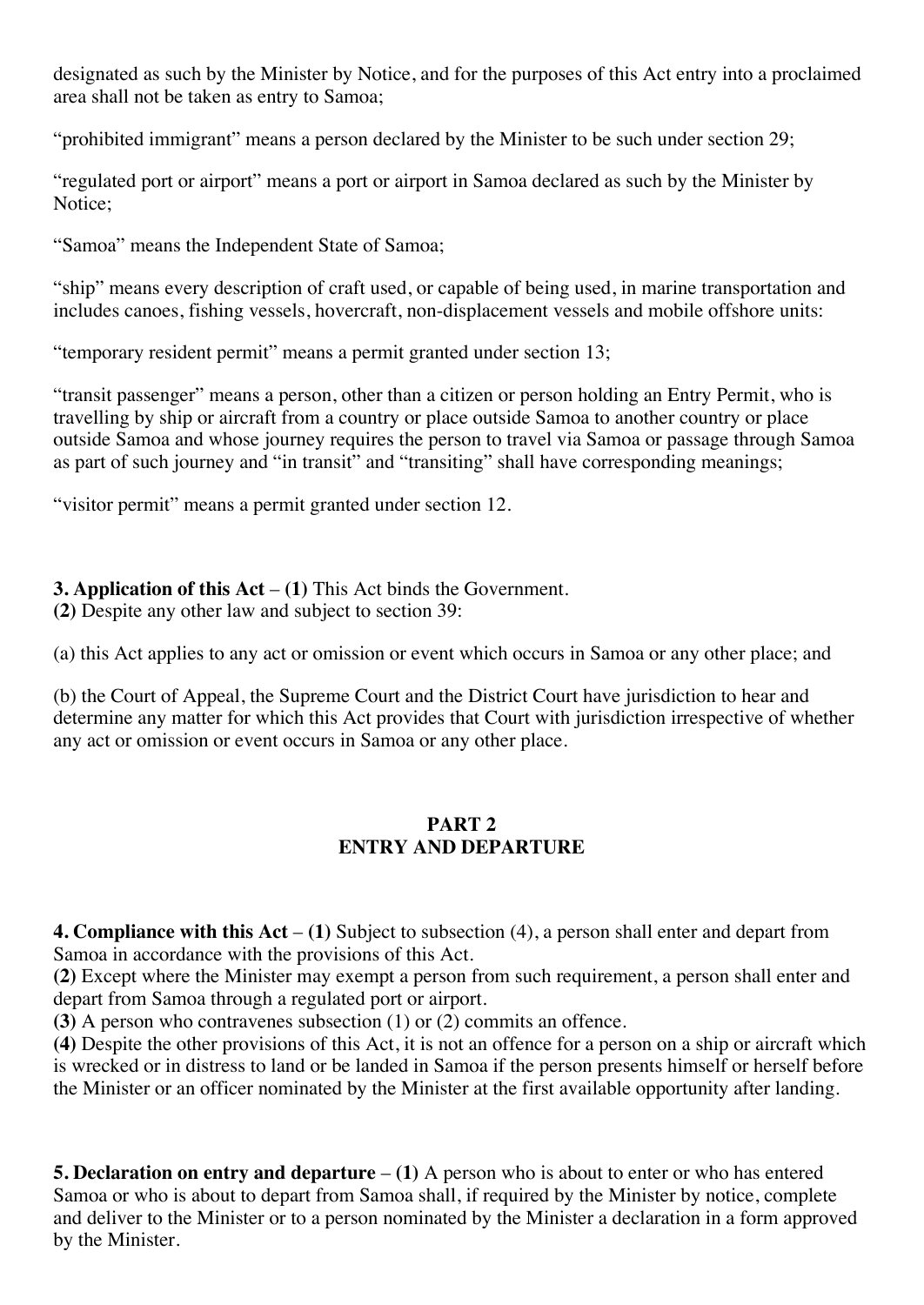designated as such by the Minister by Notice, and for the purposes of this Act entry into a proclaimed area shall not be taken as entry to Samoa;

"prohibited immigrant" means a person declared by the Minister to be such under section 29;

"regulated port or airport" means a port or airport in Samoa declared as such by the Minister by Notice;

"Samoa" means the Independent State of Samoa;

"ship" means every description of craft used, or capable of being used, in marine transportation and includes canoes, fishing vessels, hovercraft, non-displacement vessels and mobile offshore units:

"temporary resident permit" means a permit granted under section 13;

"transit passenger" means a person, other than a citizen or person holding an Entry Permit, who is travelling by ship or aircraft from a country or place outside Samoa to another country or place outside Samoa and whose journey requires the person to travel via Samoa or passage through Samoa as part of such journey and "in transit" and "transiting" shall have corresponding meanings;

"visitor permit" means a permit granted under section 12.

**3. Application of this Act** – **(1)** This Act binds the Government.
**(2)** Despite any other law and subject to section 39:

(a) this Act applies to any act or omission or event which occurs in Samoa or any other place; and

(b) the Court of Appeal, the Supreme Court and the District Court have jurisdiction to hear and determine any matter for which this Act provides that Court with jurisdiction irrespective of whether any act or omission or event occurs in Samoa or any other place.

## PART 2
## ENTRY AND DEPARTURE

**4. Compliance with this Act** – **(1)** Subject to subsection (4), a person shall enter and depart from Samoa in accordance with the provisions of this Act.
**(2)** Except where the Minister may exempt a person from such requirement, a person shall enter and depart from Samoa through a regulated port or airport.
**(3)** A person who contravenes subsection (1) or (2) commits an offence.
**(4)** Despite the other provisions of this Act, it is not an offence for a person on a ship or aircraft which is wrecked or in distress to land or be landed in Samoa if the person presents himself or herself before the Minister or an officer nominated by the Minister at the first available opportunity after landing.

**5. Declaration on entry and departure** – **(1)** A person who is about to enter or who has entered Samoa or who is about to depart from Samoa shall, if required by the Minister by notice, complete and deliver to the Minister or to a person nominated by the Minister a declaration in a form approved by the Minister.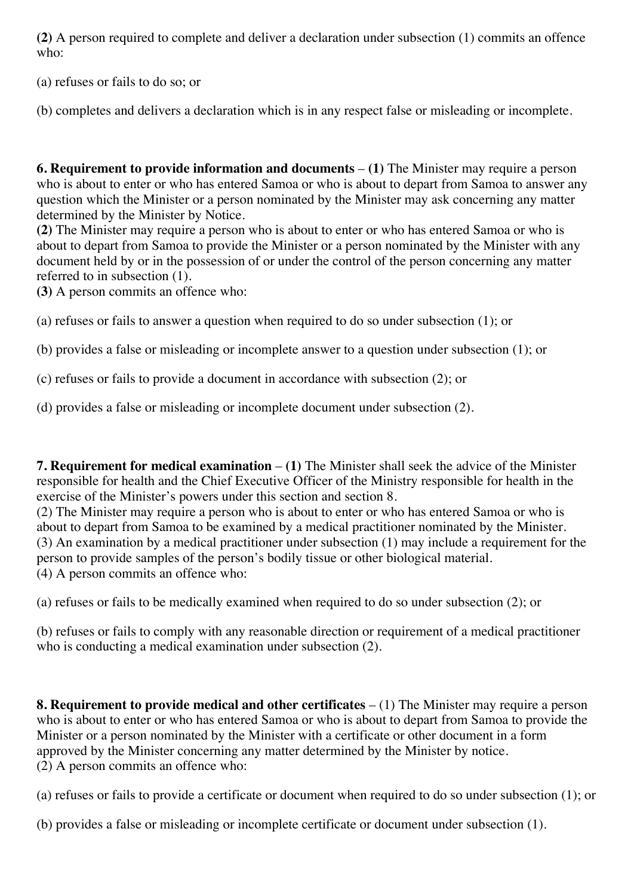**(2)** A person required to complete and deliver a declaration under subsection (1) commits an offence who:

(a) refuses or fails to do so; or

(b) completes and delivers a declaration which is in any respect false or misleading or incomplete.

**6. Requirement to provide information and documents** – **(1)** The Minister may require a person who is about to enter or who has entered Samoa or who is about to depart from Samoa to answer any question which the Minister or a person nominated by the Minister may ask concerning any matter determined by the Minister by Notice.
**(2)** The Minister may require a person who is about to enter or who has entered Samoa or who is about to depart from Samoa to provide the Minister or a person nominated by the Minister with any document held by or in the possession of or under the control of the person concerning any matter referred to in subsection (1).
**(3)** A person commits an offence who:

(a) refuses or fails to answer a question when required to do so under subsection (1); or

(b) provides a false or misleading or incomplete answer to a question under subsection (1); or

(c) refuses or fails to provide a document in accordance with subsection (2); or

(d) provides a false or misleading or incomplete document under subsection (2).

**7. Requirement for medical examination** – **(1)** The Minister shall seek the advice of the Minister responsible for health and the Chief Executive Officer of the Ministry responsible for health in the exercise of the Minister's powers under this section and section 8.
(2) The Minister may require a person who is about to enter or who has entered Samoa or who is about to depart from Samoa to be examined by a medical practitioner nominated by the Minister.
(3) An examination by a medical practitioner under subsection (1) may include a requirement for the person to provide samples of the person's bodily tissue or other biological material.
(4) A person commits an offence who:

(a) refuses or fails to be medically examined when required to do so under subsection (2); or

(b) refuses or fails to comply with any reasonable direction or requirement of a medical practitioner who is conducting a medical examination under subsection (2).

**8. Requirement to provide medical and other certificates** – (1) The Minister may require a person who is about to enter or who has entered Samoa or who is about to depart from Samoa to provide the Minister or a person nominated by the Minister with a certificate or other document in a form approved by the Minister concerning any matter determined by the Minister by notice.
(2) A person commits an offence who:

(a) refuses or fails to provide a certificate or document when required to do so under subsection (1); or

(b) provides a false or misleading or incomplete certificate or document under subsection (1).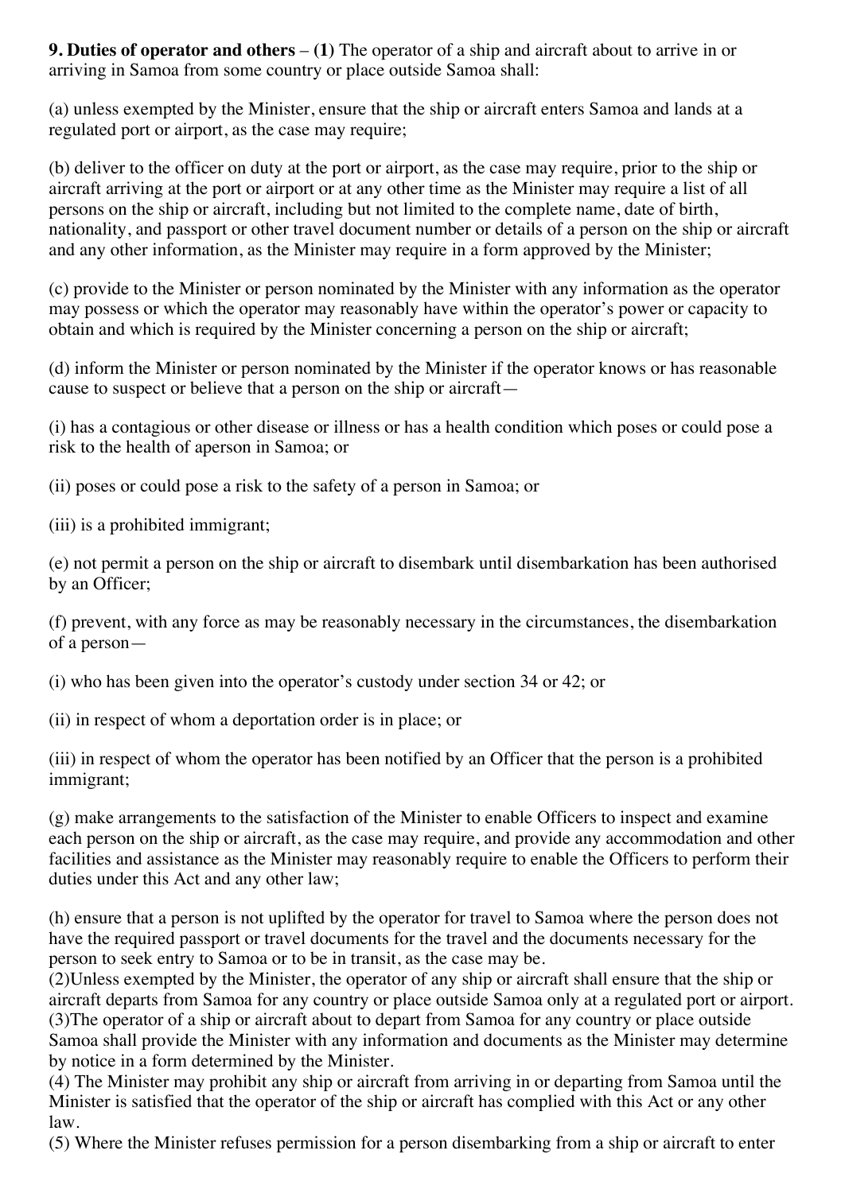**9. Duties of operator and others** – **(1)** The operator of a ship and aircraft about to arrive in or arriving in Samoa from some country or place outside Samoa shall:

(a) unless exempted by the Minister, ensure that the ship or aircraft enters Samoa and lands at a regulated port or airport, as the case may require;

(b) deliver to the officer on duty at the port or airport, as the case may require, prior to the ship or aircraft arriving at the port or airport or at any other time as the Minister may require a list of all persons on the ship or aircraft, including but not limited to the complete name, date of birth, nationality, and passport or other travel document number or details of a person on the ship or aircraft and any other information, as the Minister may require in a form approved by the Minister;

(c) provide to the Minister or person nominated by the Minister with any information as the operator may possess or which the operator may reasonably have within the operator's power or capacity to obtain and which is required by the Minister concerning a person on the ship or aircraft;

(d) inform the Minister or person nominated by the Minister if the operator knows or has reasonable cause to suspect or believe that a person on the ship or aircraft—

(i) has a contagious or other disease or illness or has a health condition which poses or could pose a risk to the health of aperson in Samoa; or

(ii) poses or could pose a risk to the safety of a person in Samoa; or

(iii) is a prohibited immigrant;

(e) not permit a person on the ship or aircraft to disembark until disembarkation has been authorised by an Officer;

(f) prevent, with any force as may be reasonably necessary in the circumstances, the disembarkation of a person—

(i) who has been given into the operator's custody under section 34 or 42; or

(ii) in respect of whom a deportation order is in place; or

(iii) in respect of whom the operator has been notified by an Officer that the person is a prohibited immigrant;

(g) make arrangements to the satisfaction of the Minister to enable Officers to inspect and examine each person on the ship or aircraft, as the case may require, and provide any accommodation and other facilities and assistance as the Minister may reasonably require to enable the Officers to perform their duties under this Act and any other law;

(h) ensure that a person is not uplifted by the operator for travel to Samoa where the person does not have the required passport or travel documents for the travel and the documents necessary for the person to seek entry to Samoa or to be in transit, as the case may be.

(2)Unless exempted by the Minister, the operator of any ship or aircraft shall ensure that the ship or aircraft departs from Samoa for any country or place outside Samoa only at a regulated port or airport.

(3)The operator of a ship or aircraft about to depart from Samoa for any country or place outside Samoa shall provide the Minister with any information and documents as the Minister may determine by notice in a form determined by the Minister.

(4) The Minister may prohibit any ship or aircraft from arriving in or departing from Samoa until the Minister is satisfied that the operator of the ship or aircraft has complied with this Act or any other law.

(5) Where the Minister refuses permission for a person disembarking from a ship or aircraft to enter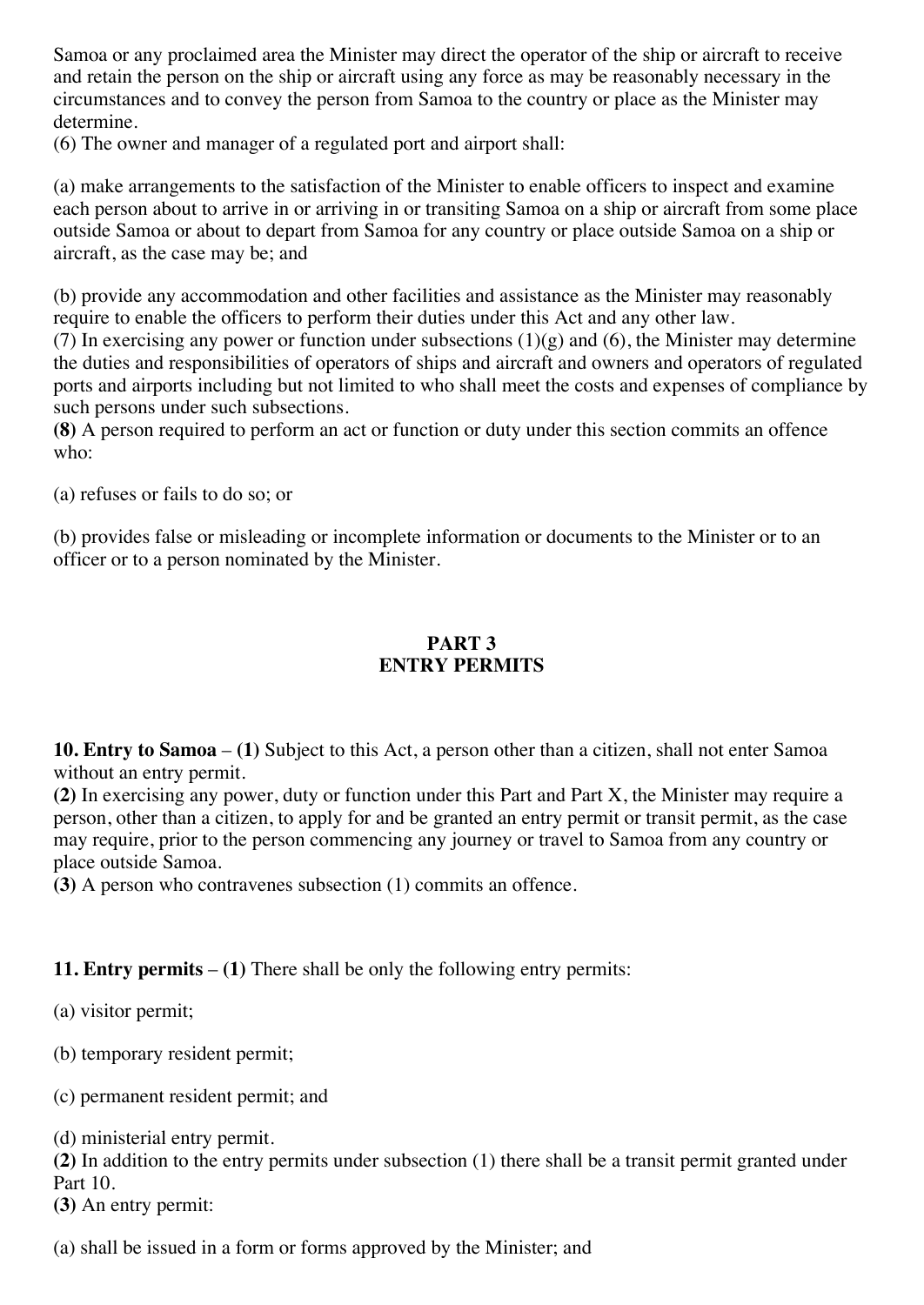Samoa or any proclaimed area the Minister may direct the operator of the ship or aircraft to receive and retain the person on the ship or aircraft using any force as may be reasonably necessary in the circumstances and to convey the person from Samoa to the country or place as the Minister may determine.

(6) The owner and manager of a regulated port and airport shall:

(a) make arrangements to the satisfaction of the Minister to enable officers to inspect and examine each person about to arrive in or arriving in or transiting Samoa on a ship or aircraft from some place outside Samoa or about to depart from Samoa for any country or place outside Samoa on a ship or aircraft, as the case may be; and

(b) provide any accommodation and other facilities and assistance as the Minister may reasonably require to enable the officers to perform their duties under this Act and any other law.

(7) In exercising any power or function under subsections (1)(g) and (6), the Minister may determine the duties and responsibilities of operators of ships and aircraft and owners and operators of regulated ports and airports including but not limited to who shall meet the costs and expenses of compliance by such persons under such subsections.

**(8)** A person required to perform an act or function or duty under this section commits an offence who:

(a) refuses or fails to do so; or

(b) provides false or misleading or incomplete information or documents to the Minister or to an officer or to a person nominated by the Minister.

## PART 3
## ENTRY PERMITS

**10. Entry to Samoa** – **(1)** Subject to this Act, a person other than a citizen, shall not enter Samoa without an entry permit.

**(2)** In exercising any power, duty or function under this Part and Part X, the Minister may require a person, other than a citizen, to apply for and be granted an entry permit or transit permit, as the case may require, prior to the person commencing any journey or travel to Samoa from any country or place outside Samoa.

**(3)** A person who contravenes subsection (1) commits an offence.

**11. Entry permits** – **(1)** There shall be only the following entry permits:

(a) visitor permit;

(b) temporary resident permit;

(c) permanent resident permit; and

(d) ministerial entry permit.

**(2)** In addition to the entry permits under subsection (1) there shall be a transit permit granted under Part 10.

**(3)** An entry permit:

(a) shall be issued in a form or forms approved by the Minister; and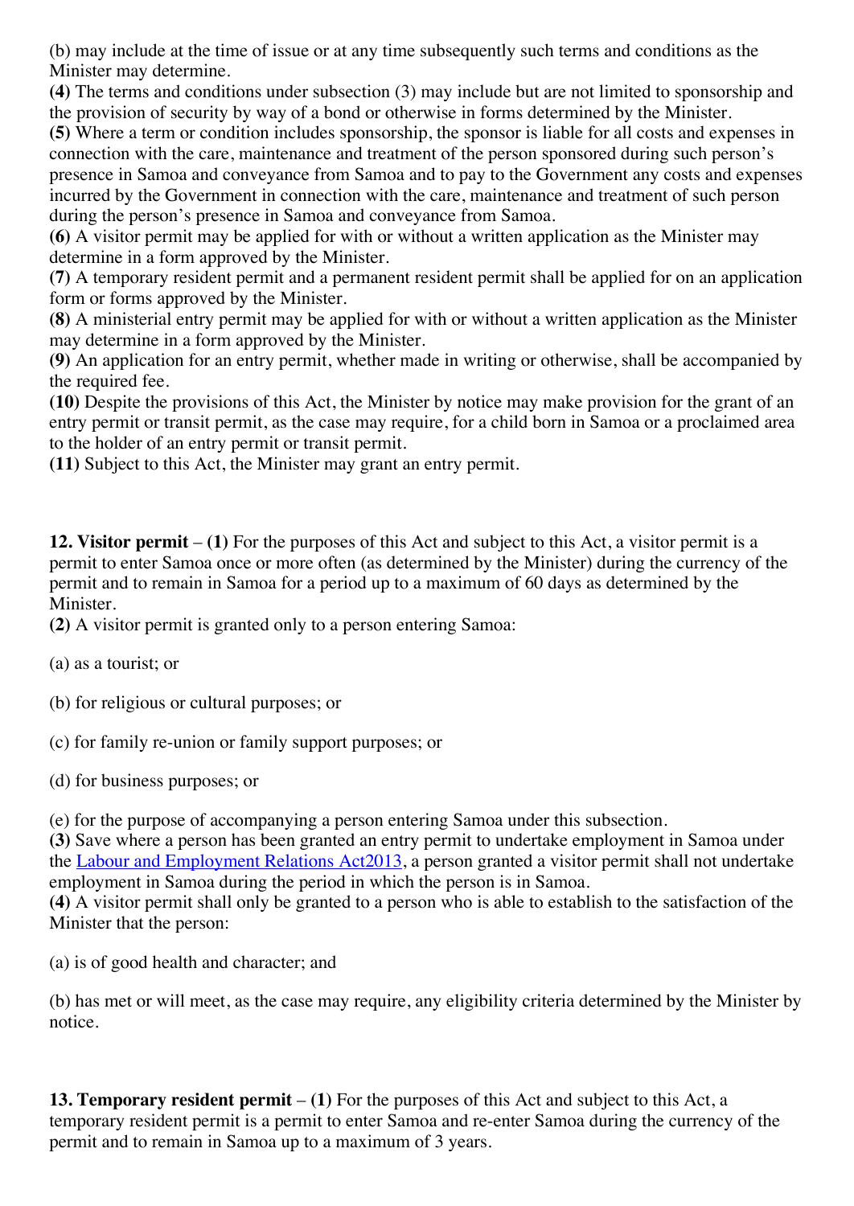(b) may include at the time of issue or at any time subsequently such terms and conditions as the Minister may determine.

**(4)** The terms and conditions under subsection (3) may include but are not limited to sponsorship and the provision of security by way of a bond or otherwise in forms determined by the Minister.

**(5)** Where a term or condition includes sponsorship, the sponsor is liable for all costs and expenses in connection with the care, maintenance and treatment of the person sponsored during such person's presence in Samoa and conveyance from Samoa and to pay to the Government any costs and expenses incurred by the Government in connection with the care, maintenance and treatment of such person during the person's presence in Samoa and conveyance from Samoa.

**(6)** A visitor permit may be applied for with or without a written application as the Minister may determine in a form approved by the Minister.

**(7)** A temporary resident permit and a permanent resident permit shall be applied for on an application form or forms approved by the Minister.

**(8)** A ministerial entry permit may be applied for with or without a written application as the Minister may determine in a form approved by the Minister.

**(9)** An application for an entry permit, whether made in writing or otherwise, shall be accompanied by the required fee.

**(10)** Despite the provisions of this Act, the Minister by notice may make provision for the grant of an entry permit or transit permit, as the case may require, for a child born in Samoa or a proclaimed area to the holder of an entry permit or transit permit.

**(11)** Subject to this Act, the Minister may grant an entry permit.

**12. Visitor permit** – **(1)** For the purposes of this Act and subject to this Act, a visitor permit is a permit to enter Samoa once or more often (as determined by the Minister) during the currency of the permit and to remain in Samoa for a period up to a maximum of 60 days as determined by the Minister.

**(2)** A visitor permit is granted only to a person entering Samoa:

(a) as a tourist; or

(b) for religious or cultural purposes; or

(c) for family re-union or family support purposes; or

(d) for business purposes; or

(e) for the purpose of accompanying a person entering Samoa under this subsection.

**(3)** Save where a person has been granted an entry permit to undertake employment in Samoa under the Labour and Employment Relations Act2013, a person granted a visitor permit shall not undertake employment in Samoa during the period in which the person is in Samoa.

**(4)** A visitor permit shall only be granted to a person who is able to establish to the satisfaction of the Minister that the person:

(a) is of good health and character; and

(b) has met or will meet, as the case may require, any eligibility criteria determined by the Minister by notice.

**13. Temporary resident permit** – **(1)** For the purposes of this Act and subject to this Act, a temporary resident permit is a permit to enter Samoa and re-enter Samoa during the currency of the permit and to remain in Samoa up to a maximum of 3 years.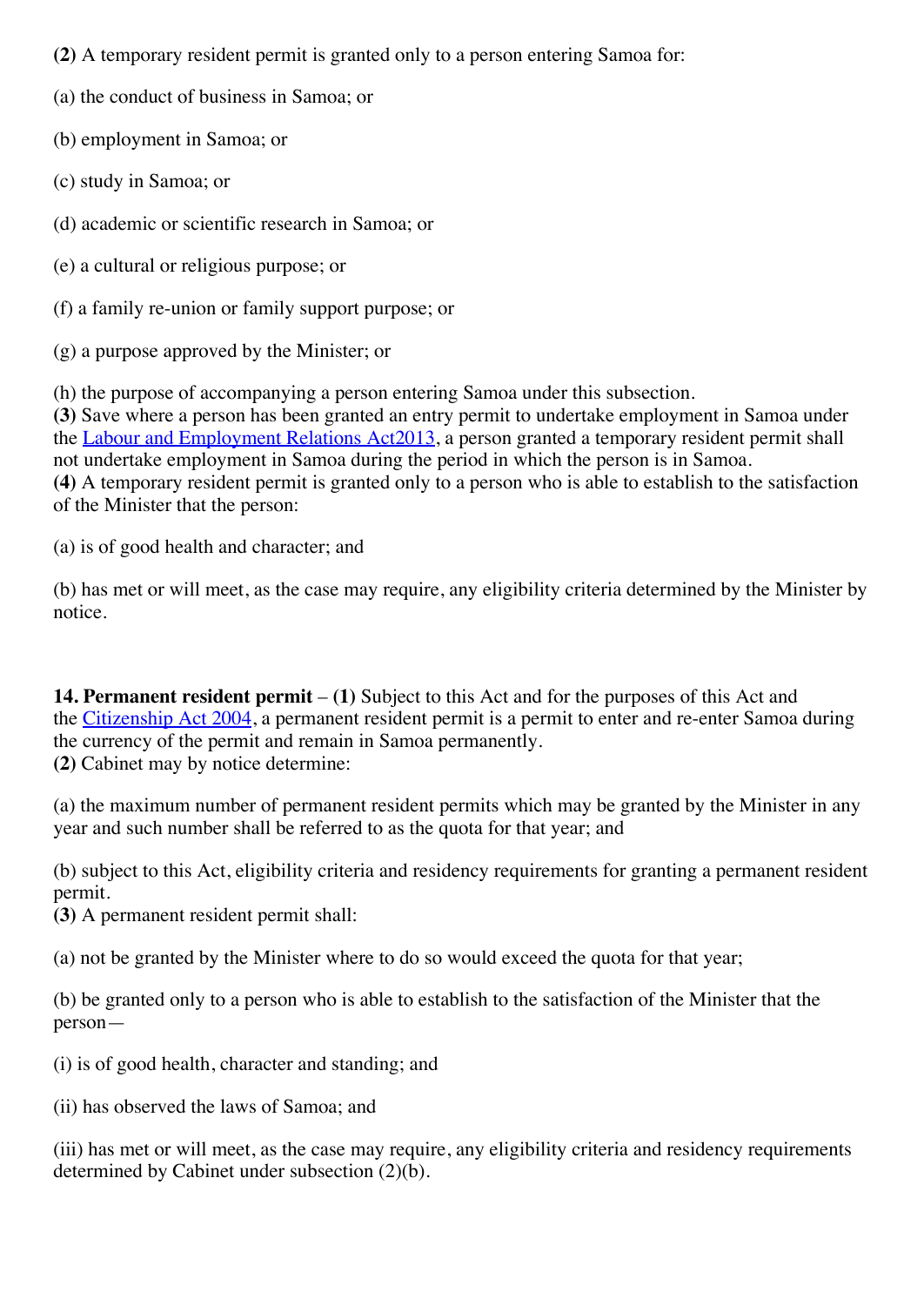**(2)** A temporary resident permit is granted only to a person entering Samoa for:

(a) the conduct of business in Samoa; or

(b) employment in Samoa; or

(c) study in Samoa; or

(d) academic or scientific research in Samoa; or

(e) a cultural or religious purpose; or

(f) a family re-union or family support purpose; or

(g) a purpose approved by the Minister; or

(h) the purpose of accompanying a person entering Samoa under this subsection.
**(3)** Save where a person has been granted an entry permit to undertake employment in Samoa under the Labour and Employment Relations Act2013, a person granted a temporary resident permit shall not undertake employment in Samoa during the period in which the person is in Samoa.
**(4)** A temporary resident permit is granted only to a person who is able to establish to the satisfaction of the Minister that the person:

(a) is of good health and character; and

(b) has met or will meet, as the case may require, any eligibility criteria determined by the Minister by notice.

**14. Permanent resident permit** – **(1)** Subject to this Act and for the purposes of this Act and the Citizenship Act 2004, a permanent resident permit is a permit to enter and re-enter Samoa during the currency of the permit and remain in Samoa permanently.
**(2)** Cabinet may by notice determine:

(a) the maximum number of permanent resident permits which may be granted by the Minister in any year and such number shall be referred to as the quota for that year; and

(b) subject to this Act, eligibility criteria and residency requirements for granting a permanent resident permit.
**(3)** A permanent resident permit shall:

(a) not be granted by the Minister where to do so would exceed the quota for that year;

(b) be granted only to a person who is able to establish to the satisfaction of the Minister that the person—

(i) is of good health, character and standing; and

(ii) has observed the laws of Samoa; and

(iii) has met or will meet, as the case may require, any eligibility criteria and residency requirements determined by Cabinet under subsection (2)(b).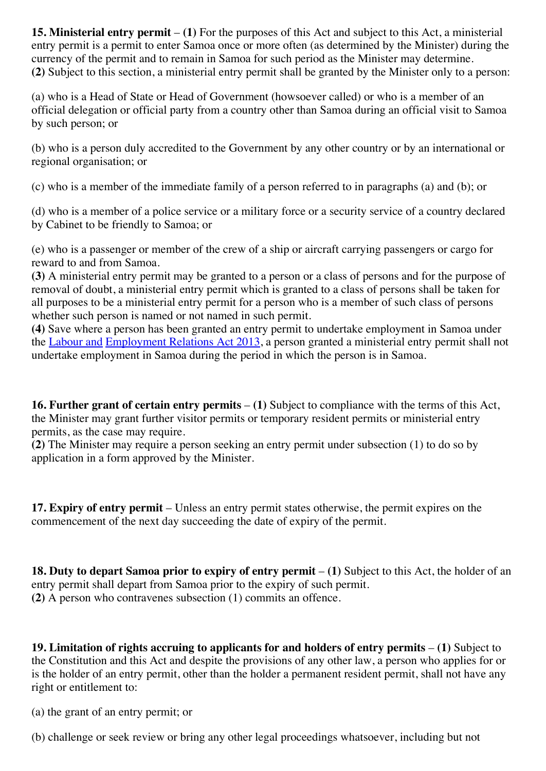**15. Ministerial entry permit** – **(1)** For the purposes of this Act and subject to this Act, a ministerial entry permit is a permit to enter Samoa once or more often (as determined by the Minister) during the currency of the permit and to remain in Samoa for such period as the Minister may determine.
**(2)** Subject to this section, a ministerial entry permit shall be granted by the Minister only to a person:

(a) who is a Head of State or Head of Government (howsoever called) or who is a member of an official delegation or official party from a country other than Samoa during an official visit to Samoa by such person; or

(b) who is a person duly accredited to the Government by any other country or by an international or regional organisation; or

(c) who is a member of the immediate family of a person referred to in paragraphs (a) and (b); or

(d) who is a member of a police service or a military force or a security service of a country declared by Cabinet to be friendly to Samoa; or

(e) who is a passenger or member of the crew of a ship or aircraft carrying passengers or cargo for reward to and from Samoa.
**(3)** A ministerial entry permit may be granted to a person or a class of persons and for the purpose of removal of doubt, a ministerial entry permit which is granted to a class of persons shall be taken for all purposes to be a ministerial entry permit for a person who is a member of such class of persons whether such person is named or not named in such permit.
**(4)** Save where a person has been granted an entry permit to undertake employment in Samoa under the Labour and Employment Relations Act 2013, a person granted a ministerial entry permit shall not undertake employment in Samoa during the period in which the person is in Samoa.

**16. Further grant of certain entry permits** – **(1)** Subject to compliance with the terms of this Act, the Minister may grant further visitor permits or temporary resident permits or ministerial entry permits, as the case may require.
**(2)** The Minister may require a person seeking an entry permit under subsection (1) to do so by application in a form approved by the Minister.

**17. Expiry of entry permit** – Unless an entry permit states otherwise, the permit expires on the commencement of the next day succeeding the date of expiry of the permit.

**18. Duty to depart Samoa prior to expiry of entry permit** – **(1)** Subject to this Act, the holder of an entry permit shall depart from Samoa prior to the expiry of such permit.
**(2)** A person who contravenes subsection (1) commits an offence.

**19. Limitation of rights accruing to applicants for and holders of entry permits** – **(1)** Subject to the Constitution and this Act and despite the provisions of any other law, a person who applies for or is the holder of an entry permit, other than the holder a permanent resident permit, shall not have any right or entitlement to:

(a) the grant of an entry permit; or

(b) challenge or seek review or bring any other legal proceedings whatsoever, including but not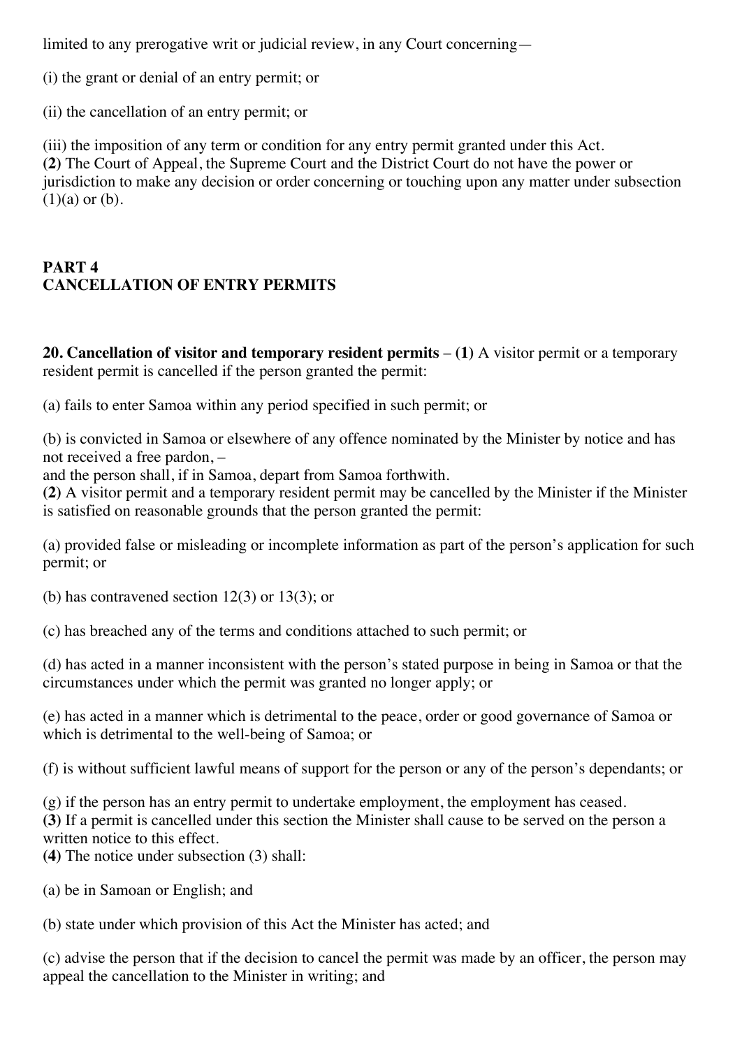limited to any prerogative writ or judicial review, in any Court concerning—

(i) the grant or denial of an entry permit; or

(ii) the cancellation of an entry permit; or

(iii) the imposition of any term or condition for any entry permit granted under this Act.
**(2)** The Court of Appeal, the Supreme Court and the District Court do not have the power or jurisdiction to make any decision or order concerning or touching upon any matter under subsection (1)(a) or (b).

## PART 4
## CANCELLATION OF ENTRY PERMITS

**20. Cancellation of visitor and temporary resident permits** – **(1)** A visitor permit or a temporary resident permit is cancelled if the person granted the permit:

(a) fails to enter Samoa within any period specified in such permit; or

(b) is convicted in Samoa or elsewhere of any offence nominated by the Minister by notice and has not received a free pardon, –

and the person shall, if in Samoa, depart from Samoa forthwith.
**(2)** A visitor permit and a temporary resident permit may be cancelled by the Minister if the Minister is satisfied on reasonable grounds that the person granted the permit:

(a) provided false or misleading or incomplete information as part of the person's application for such permit; or

(b) has contravened section 12(3) or 13(3); or

(c) has breached any of the terms and conditions attached to such permit; or

(d) has acted in a manner inconsistent with the person's stated purpose in being in Samoa or that the circumstances under which the permit was granted no longer apply; or

(e) has acted in a manner which is detrimental to the peace, order or good governance of Samoa or which is detrimental to the well-being of Samoa; or

(f) is without sufficient lawful means of support for the person or any of the person's dependants; or

(g) if the person has an entry permit to undertake employment, the employment has ceased.
**(3)** If a permit is cancelled under this section the Minister shall cause to be served on the person a written notice to this effect.
**(4)** The notice under subsection (3) shall:

(a) be in Samoan or English; and

(b) state under which provision of this Act the Minister has acted; and

(c) advise the person that if the decision to cancel the permit was made by an officer, the person may appeal the cancellation to the Minister in writing; and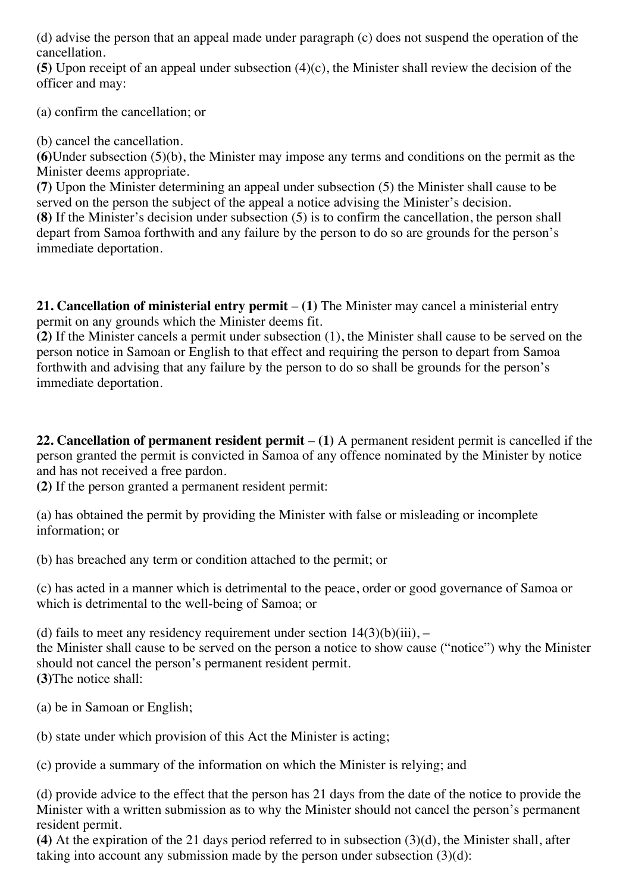(d) advise the person that an appeal made under paragraph (c) does not suspend the operation of the cancellation.

**(5)** Upon receipt of an appeal under subsection (4)(c), the Minister shall review the decision of the officer and may:

(a) confirm the cancellation; or

(b) cancel the cancellation.

**(6)**Under subsection (5)(b), the Minister may impose any terms and conditions on the permit as the Minister deems appropriate.

**(7)** Upon the Minister determining an appeal under subsection (5) the Minister shall cause to be served on the person the subject of the appeal a notice advising the Minister's decision.

**(8)** If the Minister's decision under subsection (5) is to confirm the cancellation, the person shall depart from Samoa forthwith and any failure by the person to do so are grounds for the person's immediate deportation.

**21. Cancellation of ministerial entry permit** – **(1)** The Minister may cancel a ministerial entry permit on any grounds which the Minister deems fit.

**(2)** If the Minister cancels a permit under subsection (1), the Minister shall cause to be served on the person notice in Samoan or English to that effect and requiring the person to depart from Samoa forthwith and advising that any failure by the person to do so shall be grounds for the person's immediate deportation.

**22. Cancellation of permanent resident permit** – **(1)** A permanent resident permit is cancelled if the person granted the permit is convicted in Samoa of any offence nominated by the Minister by notice and has not received a free pardon.

**(2)** If the person granted a permanent resident permit:

(a) has obtained the permit by providing the Minister with false or misleading or incomplete information; or

(b) has breached any term or condition attached to the permit; or

(c) has acted in a manner which is detrimental to the peace, order or good governance of Samoa or which is detrimental to the well-being of Samoa; or

(d) fails to meet any residency requirement under section 14(3)(b)(iii), –

the Minister shall cause to be served on the person a notice to show cause ("notice") why the Minister should not cancel the person's permanent resident permit.

**(3)**The notice shall:

(a) be in Samoan or English;

(b) state under which provision of this Act the Minister is acting;

(c) provide a summary of the information on which the Minister is relying; and

(d) provide advice to the effect that the person has 21 days from the date of the notice to provide the Minister with a written submission as to why the Minister should not cancel the person's permanent resident permit.

**(4)** At the expiration of the 21 days period referred to in subsection (3)(d), the Minister shall, after taking into account any submission made by the person under subsection (3)(d):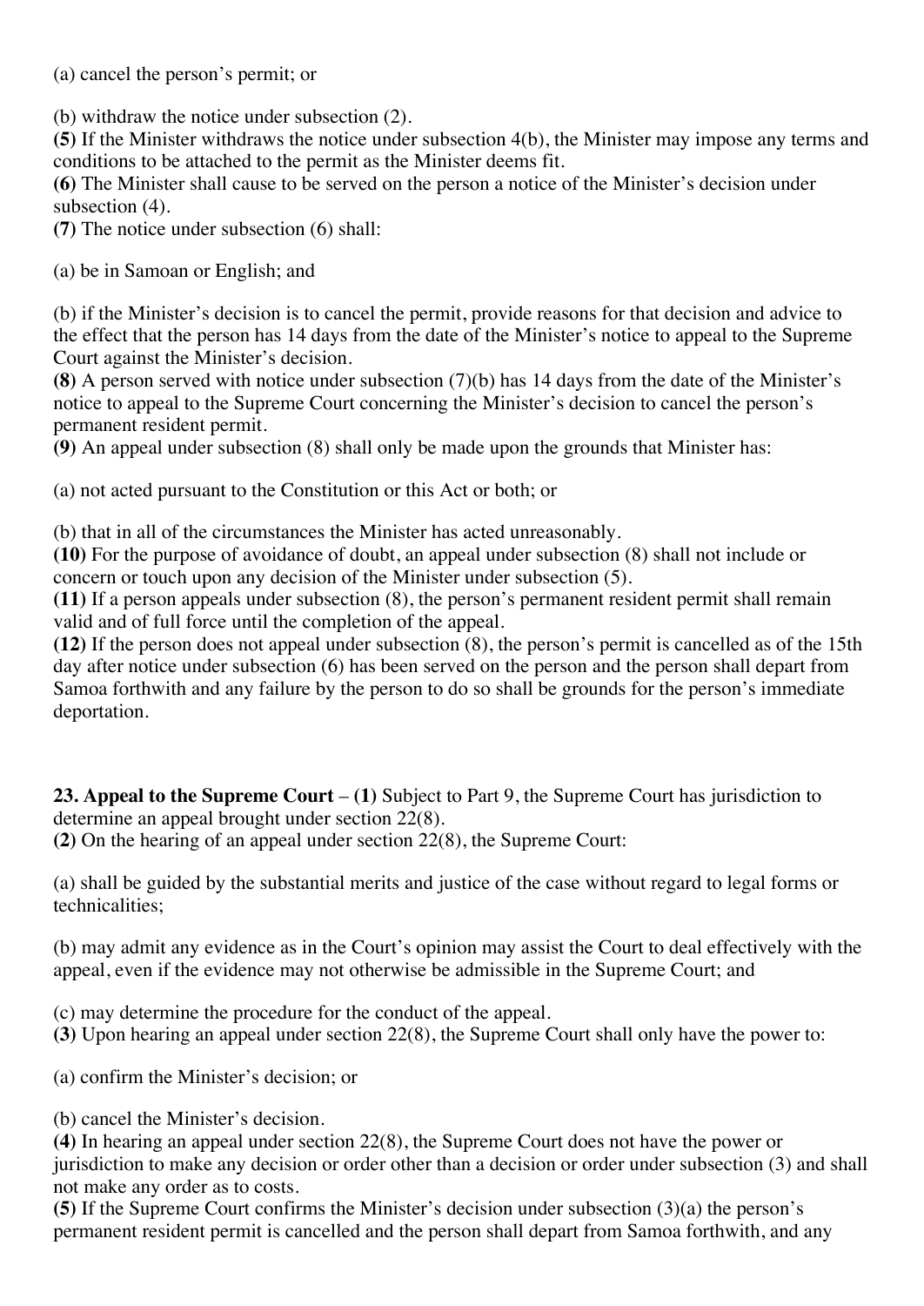(a) cancel the person's permit; or

(b) withdraw the notice under subsection (2).

**(5)** If the Minister withdraws the notice under subsection 4(b), the Minister may impose any terms and conditions to be attached to the permit as the Minister deems fit.

**(6)** The Minister shall cause to be served on the person a notice of the Minister's decision under subsection (4).

**(7)** The notice under subsection (6) shall:

(a) be in Samoan or English; and

(b) if the Minister's decision is to cancel the permit, provide reasons for that decision and advice to the effect that the person has 14 days from the date of the Minister's notice to appeal to the Supreme Court against the Minister's decision.

**(8)** A person served with notice under subsection (7)(b) has 14 days from the date of the Minister's notice to appeal to the Supreme Court concerning the Minister's decision to cancel the person's permanent resident permit.

**(9)** An appeal under subsection (8) shall only be made upon the grounds that Minister has:

(a) not acted pursuant to the Constitution or this Act or both; or

(b) that in all of the circumstances the Minister has acted unreasonably.

**(10)** For the purpose of avoidance of doubt, an appeal under subsection (8) shall not include or concern or touch upon any decision of the Minister under subsection (5).

**(11)** If a person appeals under subsection (8), the person's permanent resident permit shall remain valid and of full force until the completion of the appeal.

**(12)** If the person does not appeal under subsection (8), the person's permit is cancelled as of the 15th day after notice under subsection (6) has been served on the person and the person shall depart from Samoa forthwith and any failure by the person to do so shall be grounds for the person's immediate deportation.

**23. Appeal to the Supreme Court** – **(1)** Subject to Part 9, the Supreme Court has jurisdiction to determine an appeal brought under section 22(8).

**(2)** On the hearing of an appeal under section 22(8), the Supreme Court:

(a) shall be guided by the substantial merits and justice of the case without regard to legal forms or technicalities;

(b) may admit any evidence as in the Court's opinion may assist the Court to deal effectively with the appeal, even if the evidence may not otherwise be admissible in the Supreme Court; and

(c) may determine the procedure for the conduct of the appeal.

**(3)** Upon hearing an appeal under section 22(8), the Supreme Court shall only have the power to:

(a) confirm the Minister's decision; or

(b) cancel the Minister's decision.

**(4)** In hearing an appeal under section 22(8), the Supreme Court does not have the power or jurisdiction to make any decision or order other than a decision or order under subsection (3) and shall not make any order as to costs.

**(5)** If the Supreme Court confirms the Minister's decision under subsection (3)(a) the person's permanent resident permit is cancelled and the person shall depart from Samoa forthwith, and any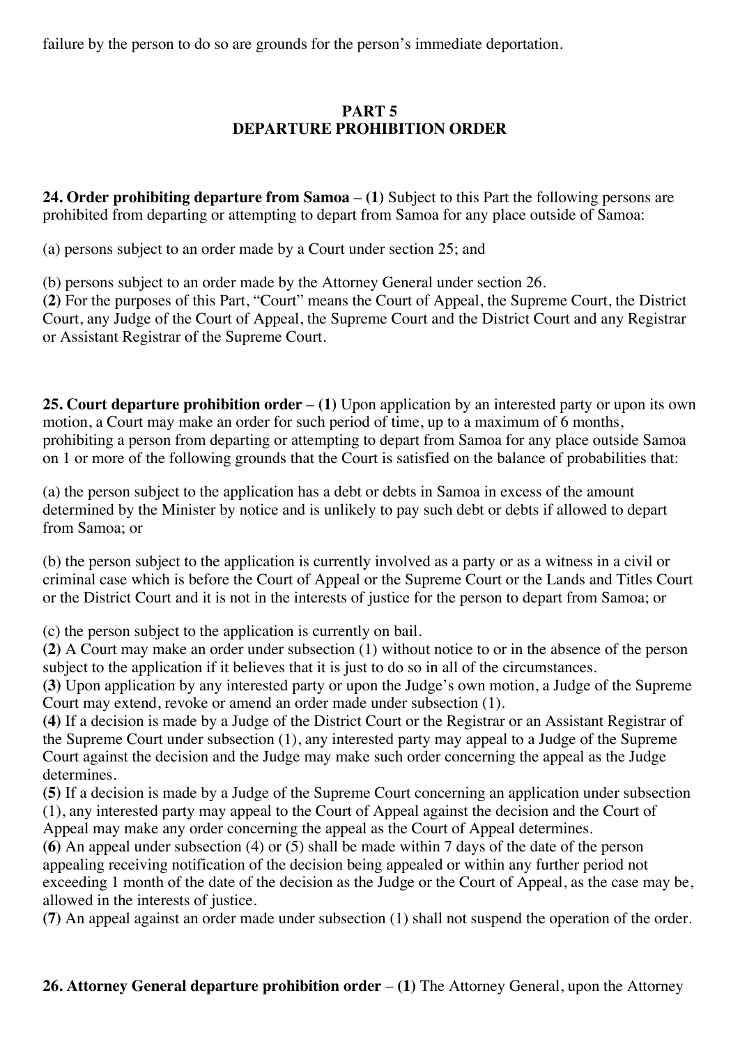failure by the person to do so are grounds for the person's immediate deportation.

## PART 5
## DEPARTURE PROHIBITION ORDER

**24. Order prohibiting departure from Samoa** – **(1)** Subject to this Part the following persons are prohibited from departing or attempting to depart from Samoa for any place outside of Samoa:

(a) persons subject to an order made by a Court under section 25; and

(b) persons subject to an order made by the Attorney General under section 26.
**(2)** For the purposes of this Part, "Court" means the Court of Appeal, the Supreme Court, the District Court, any Judge of the Court of Appeal, the Supreme Court and the District Court and any Registrar or Assistant Registrar of the Supreme Court.

**25. Court departure prohibition order** – **(1)** Upon application by an interested party or upon its own motion, a Court may make an order for such period of time, up to a maximum of 6 months, prohibiting a person from departing or attempting to depart from Samoa for any place outside Samoa on 1 or more of the following grounds that the Court is satisfied on the balance of probabilities that:

(a) the person subject to the application has a debt or debts in Samoa in excess of the amount determined by the Minister by notice and is unlikely to pay such debt or debts if allowed to depart from Samoa; or

(b) the person subject to the application is currently involved as a party or as a witness in a civil or criminal case which is before the Court of Appeal or the Supreme Court or the Lands and Titles Court or the District Court and it is not in the interests of justice for the person to depart from Samoa; or

(c) the person subject to the application is currently on bail.
**(2)** A Court may make an order under subsection (1) without notice to or in the absence of the person subject to the application if it believes that it is just to do so in all of the circumstances.
**(3)** Upon application by any interested party or upon the Judge's own motion, a Judge of the Supreme Court may extend, revoke or amend an order made under subsection (1).
**(4)** If a decision is made by a Judge of the District Court or the Registrar or an Assistant Registrar of the Supreme Court under subsection (1), any interested party may appeal to a Judge of the Supreme Court against the decision and the Judge may make such order concerning the appeal as the Judge determines.
**(5)** If a decision is made by a Judge of the Supreme Court concerning an application under subsection (1), any interested party may appeal to the Court of Appeal against the decision and the Court of Appeal may make any order concerning the appeal as the Court of Appeal determines.
**(6)** An appeal under subsection (4) or (5) shall be made within 7 days of the date of the person appealing receiving notification of the decision being appealed or within any further period not exceeding 1 month of the date of the decision as the Judge or the Court of Appeal, as the case may be, allowed in the interests of justice.
**(7)** An appeal against an order made under subsection (1) shall not suspend the operation of the order.

**26. Attorney General departure prohibition order** – **(1)** The Attorney General, upon the Attorney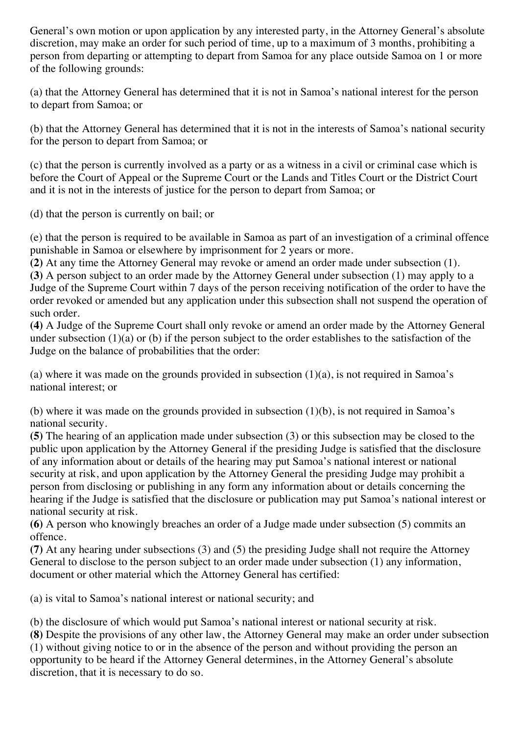General's own motion or upon application by any interested party, in the Attorney General's absolute discretion, may make an order for such period of time, up to a maximum of 3 months, prohibiting a person from departing or attempting to depart from Samoa for any place outside Samoa on 1 or more of the following grounds:

(a) that the Attorney General has determined that it is not in Samoa's national interest for the person to depart from Samoa; or

(b) that the Attorney General has determined that it is not in the interests of Samoa's national security for the person to depart from Samoa; or

(c) that the person is currently involved as a party or as a witness in a civil or criminal case which is before the Court of Appeal or the Supreme Court or the Lands and Titles Court or the District Court and it is not in the interests of justice for the person to depart from Samoa; or

(d) that the person is currently on bail; or

(e) that the person is required to be available in Samoa as part of an investigation of a criminal offence punishable in Samoa or elsewhere by imprisonment for 2 years or more.

**(2)** At any time the Attorney General may revoke or amend an order made under subsection (1).

**(3)** A person subject to an order made by the Attorney General under subsection (1) may apply to a Judge of the Supreme Court within 7 days of the person receiving notification of the order to have the order revoked or amended but any application under this subsection shall not suspend the operation of such order.

**(4)** A Judge of the Supreme Court shall only revoke or amend an order made by the Attorney General under subsection (1)(a) or (b) if the person subject to the order establishes to the satisfaction of the Judge on the balance of probabilities that the order:

(a) where it was made on the grounds provided in subsection (1)(a), is not required in Samoa's national interest; or

(b) where it was made on the grounds provided in subsection (1)(b), is not required in Samoa's national security.

**(5)** The hearing of an application made under subsection (3) or this subsection may be closed to the public upon application by the Attorney General if the presiding Judge is satisfied that the disclosure of any information about or details of the hearing may put Samoa's national interest or national security at risk, and upon application by the Attorney General the presiding Judge may prohibit a person from disclosing or publishing in any form any information about or details concerning the hearing if the Judge is satisfied that the disclosure or publication may put Samoa's national interest or national security at risk.

**(6)** A person who knowingly breaches an order of a Judge made under subsection (5) commits an offence.

**(7)** At any hearing under subsections (3) and (5) the presiding Judge shall not require the Attorney General to disclose to the person subject to an order made under subsection (1) any information, document or other material which the Attorney General has certified:

(a) is vital to Samoa's national interest or national security; and

(b) the disclosure of which would put Samoa's national interest or national security at risk.

**(8)** Despite the provisions of any other law, the Attorney General may make an order under subsection (1) without giving notice to or in the absence of the person and without providing the person an opportunity to be heard if the Attorney General determines, in the Attorney General's absolute discretion, that it is necessary to do so.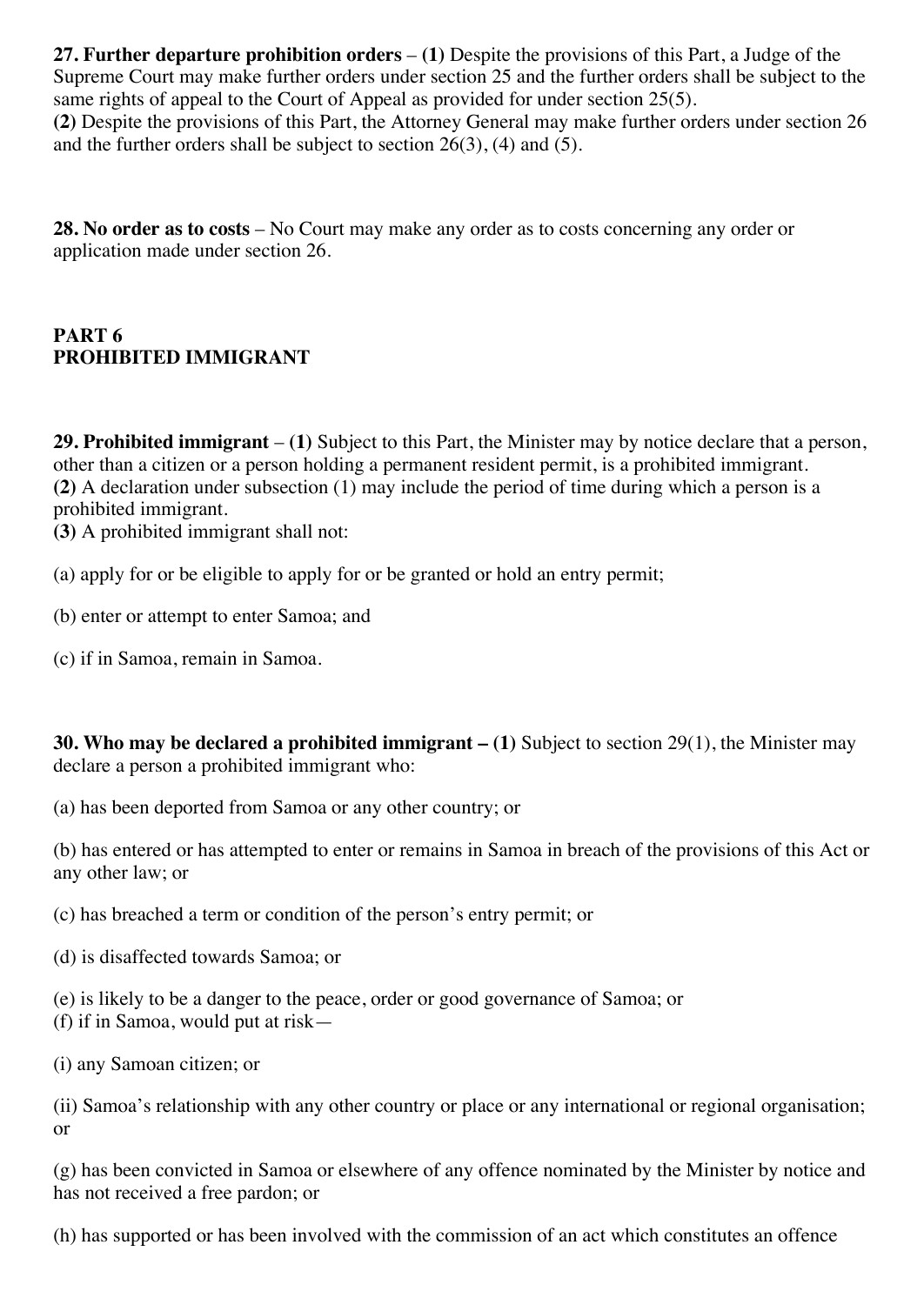**27. Further departure prohibition orders** – **(1)** Despite the provisions of this Part, a Judge of the Supreme Court may make further orders under section 25 and the further orders shall be subject to the same rights of appeal to the Court of Appeal as provided for under section 25(5).
**(2)** Despite the provisions of this Part, the Attorney General may make further orders under section 26 and the further orders shall be subject to section 26(3), (4) and (5).

**28. No order as to costs** – No Court may make any order as to costs concerning any order or application made under section 26.

## PART 6
## PROHIBITED IMMIGRANT

**29. Prohibited immigrant** – **(1)** Subject to this Part, the Minister may by notice declare that a person, other than a citizen or a person holding a permanent resident permit, is a prohibited immigrant.
**(2)** A declaration under subsection (1) may include the period of time during which a person is a prohibited immigrant.
**(3)** A prohibited immigrant shall not:

(a) apply for or be eligible to apply for or be granted or hold an entry permit;

(b) enter or attempt to enter Samoa; and

(c) if in Samoa, remain in Samoa.

**30. Who may be declared a prohibited immigrant – (1)** Subject to section 29(1), the Minister may declare a person a prohibited immigrant who:

(a) has been deported from Samoa or any other country; or

(b) has entered or has attempted to enter or remains in Samoa in breach of the provisions of this Act or any other law; or

(c) has breached a term or condition of the person's entry permit; or

(d) is disaffected towards Samoa; or

(e) is likely to be a danger to the peace, order or good governance of Samoa; or
(f) if in Samoa, would put at risk—

(i) any Samoan citizen; or

(ii) Samoa's relationship with any other country or place or any international or regional organisation; or

(g) has been convicted in Samoa or elsewhere of any offence nominated by the Minister by notice and has not received a free pardon; or

(h) has supported or has been involved with the commission of an act which constitutes an offence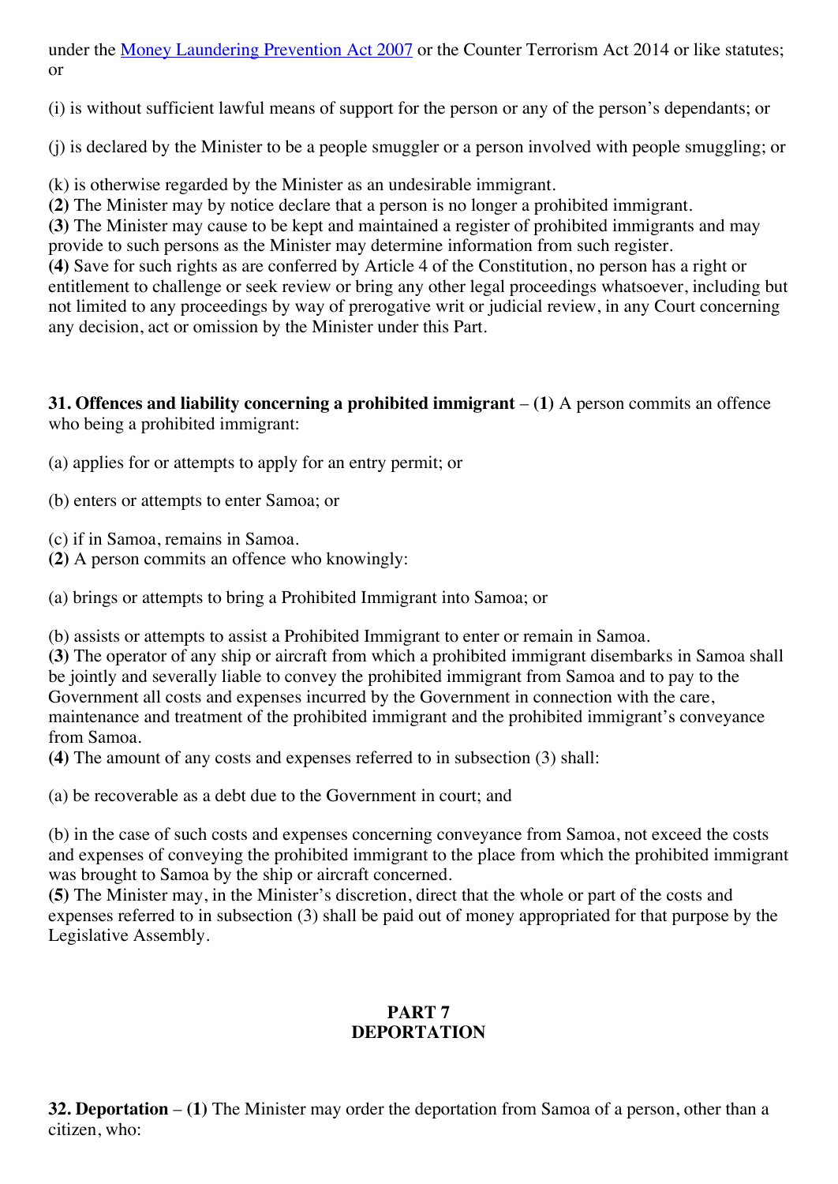under the [Money Laundering Prevention Act 2007] or the Counter Terrorism Act 2014 or like statutes; or

(i) is without sufficient lawful means of support for the person or any of the person's dependants; or

(j) is declared by the Minister to be a people smuggler or a person involved with people smuggling; or

(k) is otherwise regarded by the Minister as an undesirable immigrant.

**(2)** The Minister may by notice declare that a person is no longer a prohibited immigrant.

**(3)** The Minister may cause to be kept and maintained a register of prohibited immigrants and may provide to such persons as the Minister may determine information from such register.

**(4)** Save for such rights as are conferred by Article 4 of the Constitution, no person has a right or entitlement to challenge or seek review or bring any other legal proceedings whatsoever, including but not limited to any proceedings by way of prerogative writ or judicial review, in any Court concerning any decision, act or omission by the Minister under this Part.

**31. Offences and liability concerning a prohibited immigrant** – **(1)** A person commits an offence who being a prohibited immigrant:

(a) applies for or attempts to apply for an entry permit; or

(b) enters or attempts to enter Samoa; or

(c) if in Samoa, remains in Samoa.

**(2)** A person commits an offence who knowingly:

(a) brings or attempts to bring a Prohibited Immigrant into Samoa; or

(b) assists or attempts to assist a Prohibited Immigrant to enter or remain in Samoa.

**(3)** The operator of any ship or aircraft from which a prohibited immigrant disembarks in Samoa shall be jointly and severally liable to convey the prohibited immigrant from Samoa and to pay to the Government all costs and expenses incurred by the Government in connection with the care, maintenance and treatment of the prohibited immigrant and the prohibited immigrant's conveyance from Samoa.

**(4)** The amount of any costs and expenses referred to in subsection (3) shall:

(a) be recoverable as a debt due to the Government in court; and

(b) in the case of such costs and expenses concerning conveyance from Samoa, not exceed the costs and expenses of conveying the prohibited immigrant to the place from which the prohibited immigrant was brought to Samoa by the ship or aircraft concerned.

**(5)** The Minister may, in the Minister's discretion, direct that the whole or part of the costs and expenses referred to in subsection (3) shall be paid out of money appropriated for that purpose by the Legislative Assembly.

## PART 7
## DEPORTATION

**32. Deportation** – **(1)** The Minister may order the deportation from Samoa of a person, other than a citizen, who: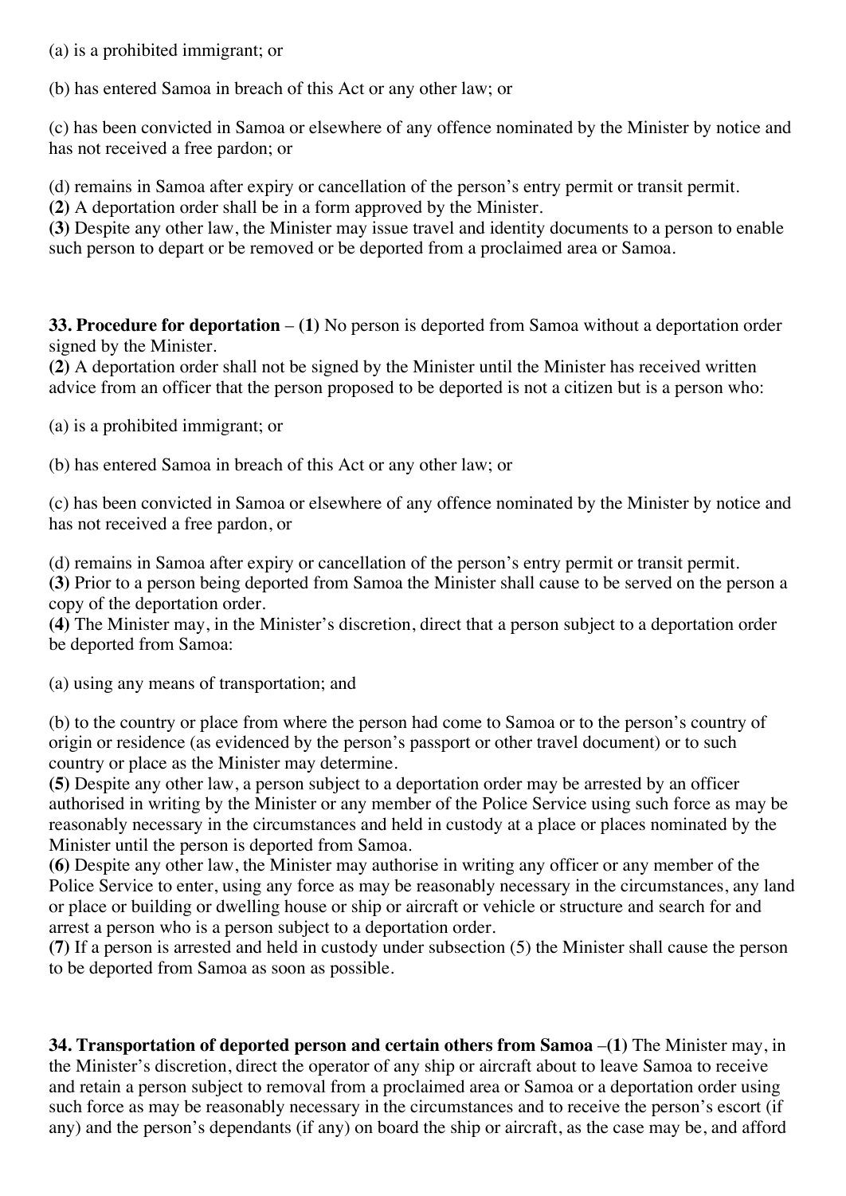(a) is a prohibited immigrant; or

(b) has entered Samoa in breach of this Act or any other law; or

(c) has been convicted in Samoa or elsewhere of any offence nominated by the Minister by notice and has not received a free pardon; or

(d) remains in Samoa after expiry or cancellation of the person's entry permit or transit permit.
**(2)** A deportation order shall be in a form approved by the Minister.
**(3)** Despite any other law, the Minister may issue travel and identity documents to a person to enable such person to depart or be removed or be deported from a proclaimed area or Samoa.

**33. Procedure for deportation** – **(1)** No person is deported from Samoa without a deportation order signed by the Minister.
**(2)** A deportation order shall not be signed by the Minister until the Minister has received written advice from an officer that the person proposed to be deported is not a citizen but is a person who:

(a) is a prohibited immigrant; or

(b) has entered Samoa in breach of this Act or any other law; or

(c) has been convicted in Samoa or elsewhere of any offence nominated by the Minister by notice and has not received a free pardon, or

(d) remains in Samoa after expiry or cancellation of the person's entry permit or transit permit.
**(3)** Prior to a person being deported from Samoa the Minister shall cause to be served on the person a copy of the deportation order.
**(4)** The Minister may, in the Minister's discretion, direct that a person subject to a deportation order be deported from Samoa:

(a) using any means of transportation; and

(b) to the country or place from where the person had come to Samoa or to the person's country of origin or residence (as evidenced by the person's passport or other travel document) or to such country or place as the Minister may determine.
**(5)** Despite any other law, a person subject to a deportation order may be arrested by an officer authorised in writing by the Minister or any member of the Police Service using such force as may be reasonably necessary in the circumstances and held in custody at a place or places nominated by the Minister until the person is deported from Samoa.
**(6)** Despite any other law, the Minister may authorise in writing any officer or any member of the Police Service to enter, using any force as may be reasonably necessary in the circumstances, any land or place or building or dwelling house or ship or aircraft or vehicle or structure and search for and arrest a person who is a person subject to a deportation order.
**(7)** If a person is arrested and held in custody under subsection (5) the Minister shall cause the person to be deported from Samoa as soon as possible.

**34. Transportation of deported person and certain others from Samoa** –**(1)** The Minister may, in the Minister's discretion, direct the operator of any ship or aircraft about to leave Samoa to receive and retain a person subject to removal from a proclaimed area or Samoa or a deportation order using such force as may be reasonably necessary in the circumstances and to receive the person's escort (if any) and the person's dependants (if any) on board the ship or aircraft, as the case may be, and afford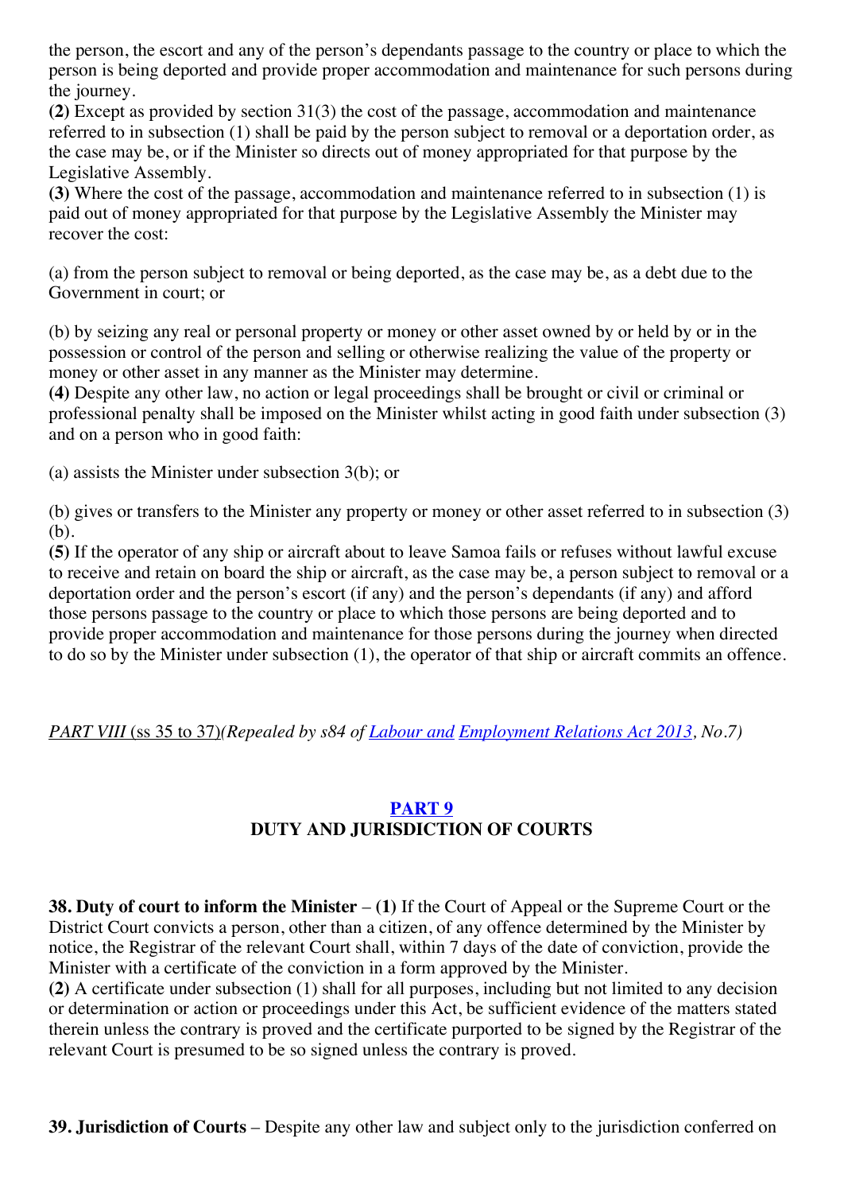the person, the escort and any of the person's dependants passage to the country or place to which the person is being deported and provide proper accommodation and maintenance for such persons during the journey.

**(2)** Except as provided by section 31(3) the cost of the passage, accommodation and maintenance referred to in subsection (1) shall be paid by the person subject to removal or a deportation order, as the case may be, or if the Minister so directs out of money appropriated for that purpose by the Legislative Assembly.

**(3)** Where the cost of the passage, accommodation and maintenance referred to in subsection (1) is paid out of money appropriated for that purpose by the Legislative Assembly the Minister may recover the cost:

(a) from the person subject to removal or being deported, as the case may be, as a debt due to the Government in court; or

(b) by seizing any real or personal property or money or other asset owned by or held by or in the possession or control of the person and selling or otherwise realizing the value of the property or money or other asset in any manner as the Minister may determine.

**(4)** Despite any other law, no action or legal proceedings shall be brought or civil or criminal or professional penalty shall be imposed on the Minister whilst acting in good faith under subsection (3) and on a person who in good faith:

(a) assists the Minister under subsection 3(b); or

(b) gives or transfers to the Minister any property or money or other asset referred to in subsection (3)(b).

**(5)** If the operator of any ship or aircraft about to leave Samoa fails or refuses without lawful excuse to receive and retain on board the ship or aircraft, as the case may be, a person subject to removal or a deportation order and the person's escort (if any) and the person's dependants (if any) and afford those persons passage to the country or place to which those persons are being deported and to provide proper accommodation and maintenance for those persons during the journey when directed to do so by the Minister under subsection (1), the operator of that ship or aircraft commits an offence.

*PART VIII (ss 35 to 37)(Repealed by s84 of Labour and Employment Relations Act 2013, No.7)*

## PART 9
## DUTY AND JURISDICTION OF COURTS

**38. Duty of court to inform the Minister** – **(1)** If the Court of Appeal or the Supreme Court or the District Court convicts a person, other than a citizen, of any offence determined by the Minister by notice, the Registrar of the relevant Court shall, within 7 days of the date of conviction, provide the Minister with a certificate of the conviction in a form approved by the Minister.

**(2)** A certificate under subsection (1) shall for all purposes, including but not limited to any decision or determination or action or proceedings under this Act, be sufficient evidence of the matters stated therein unless the contrary is proved and the certificate purported to be signed by the Registrar of the relevant Court is presumed to be so signed unless the contrary is proved.

**39. Jurisdiction of Courts** – Despite any other law and subject only to the jurisdiction conferred on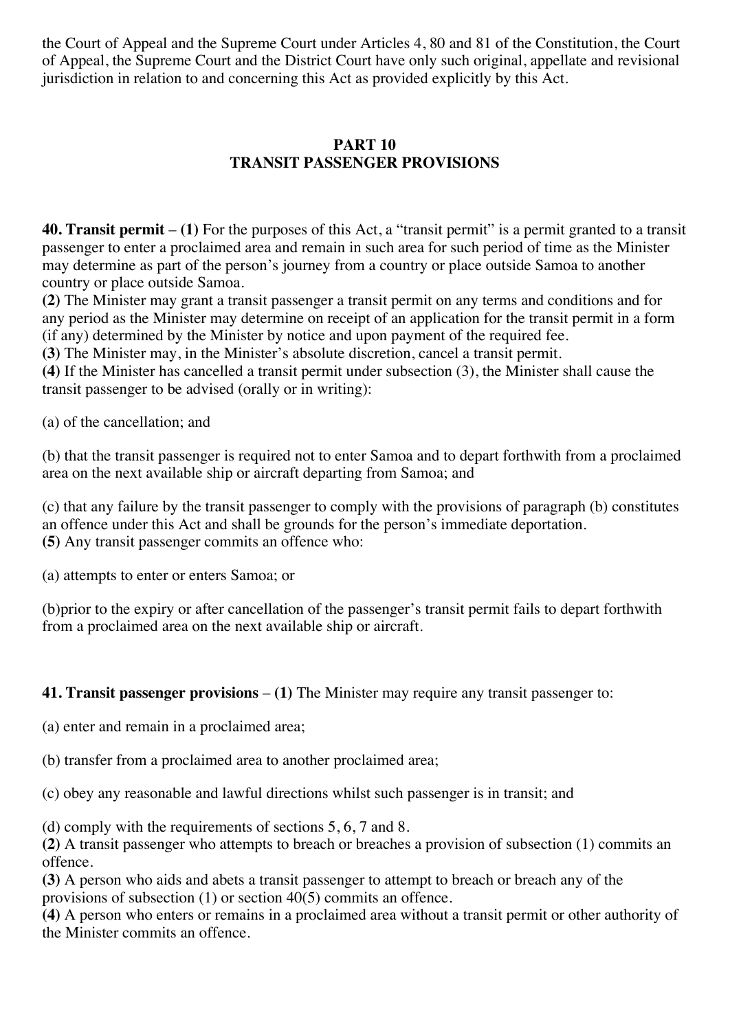the Court of Appeal and the Supreme Court under Articles 4, 80 and 81 of the Constitution, the Court of Appeal, the Supreme Court and the District Court have only such original, appellate and revisional jurisdiction in relation to and concerning this Act as provided explicitly by this Act.

## PART 10
## TRANSIT PASSENGER PROVISIONS

**40. Transit permit** – **(1)** For the purposes of this Act, a "transit permit" is a permit granted to a transit passenger to enter a proclaimed area and remain in such area for such period of time as the Minister may determine as part of the person's journey from a country or place outside Samoa to another country or place outside Samoa.
**(2)** The Minister may grant a transit passenger a transit permit on any terms and conditions and for any period as the Minister may determine on receipt of an application for the transit permit in a form (if any) determined by the Minister by notice and upon payment of the required fee.
**(3)** The Minister may, in the Minister's absolute discretion, cancel a transit permit.
**(4)** If the Minister has cancelled a transit permit under subsection (3), the Minister shall cause the transit passenger to be advised (orally or in writing):

(a) of the cancellation; and

(b) that the transit passenger is required not to enter Samoa and to depart forthwith from a proclaimed area on the next available ship or aircraft departing from Samoa; and

(c) that any failure by the transit passenger to comply with the provisions of paragraph (b) constitutes an offence under this Act and shall be grounds for the person's immediate deportation.
**(5)** Any transit passenger commits an offence who:

(a) attempts to enter or enters Samoa; or

(b)prior to the expiry or after cancellation of the passenger's transit permit fails to depart forthwith from a proclaimed area on the next available ship or aircraft.

**41. Transit passenger provisions** – **(1)** The Minister may require any transit passenger to:

(a) enter and remain in a proclaimed area;

(b) transfer from a proclaimed area to another proclaimed area;

(c) obey any reasonable and lawful directions whilst such passenger is in transit; and

(d) comply with the requirements of sections 5, 6, 7 and 8.
**(2)** A transit passenger who attempts to breach or breaches a provision of subsection (1) commits an offence.
**(3)** A person who aids and abets a transit passenger to attempt to breach or breach any of the provisions of subsection (1) or section 40(5) commits an offence.
**(4)** A person who enters or remains in a proclaimed area without a transit permit or other authority of the Minister commits an offence.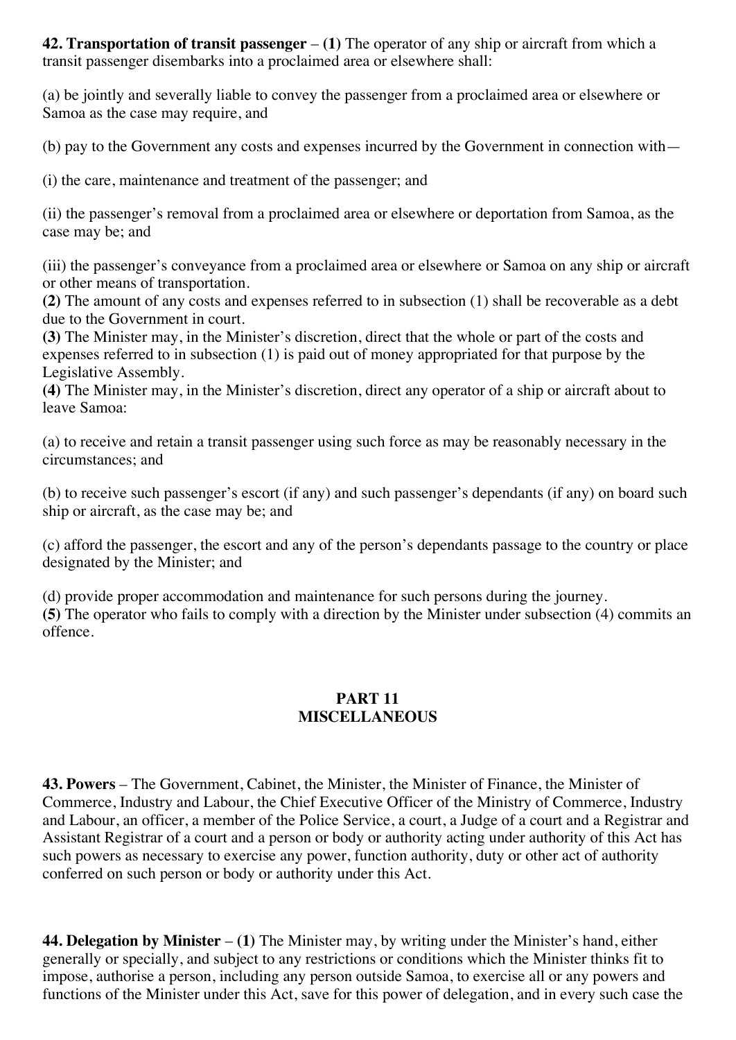**42. Transportation of transit passenger** – **(1)** The operator of any ship or aircraft from which a transit passenger disembarks into a proclaimed area or elsewhere shall:

(a) be jointly and severally liable to convey the passenger from a proclaimed area or elsewhere or Samoa as the case may require, and

(b) pay to the Government any costs and expenses incurred by the Government in connection with—

(i) the care, maintenance and treatment of the passenger; and

(ii) the passenger's removal from a proclaimed area or elsewhere or deportation from Samoa, as the case may be; and

(iii) the passenger's conveyance from a proclaimed area or elsewhere or Samoa on any ship or aircraft or other means of transportation.

**(2)** The amount of any costs and expenses referred to in subsection (1) shall be recoverable as a debt due to the Government in court.

**(3)** The Minister may, in the Minister's discretion, direct that the whole or part of the costs and expenses referred to in subsection (1) is paid out of money appropriated for that purpose by the Legislative Assembly.

**(4)** The Minister may, in the Minister's discretion, direct any operator of a ship or aircraft about to leave Samoa:

(a) to receive and retain a transit passenger using such force as may be reasonably necessary in the circumstances; and

(b) to receive such passenger's escort (if any) and such passenger's dependants (if any) on board such ship or aircraft, as the case may be; and

(c) afford the passenger, the escort and any of the person's dependants passage to the country or place designated by the Minister; and

(d) provide proper accommodation and maintenance for such persons during the journey.

**(5)** The operator who fails to comply with a direction by the Minister under subsection (4) commits an offence.

## PART 11
## MISCELLANEOUS

**43. Powers** – The Government, Cabinet, the Minister, the Minister of Finance, the Minister of Commerce, Industry and Labour, the Chief Executive Officer of the Ministry of Commerce, Industry and Labour, an officer, a member of the Police Service, a court, a Judge of a court and a Registrar and Assistant Registrar of a court and a person or body or authority acting under authority of this Act has such powers as necessary to exercise any power, function authority, duty or other act of authority conferred on such person or body or authority under this Act.

**44. Delegation by Minister** – **(1)** The Minister may, by writing under the Minister's hand, either generally or specially, and subject to any restrictions or conditions which the Minister thinks fit to impose, authorise a person, including any person outside Samoa, to exercise all or any powers and functions of the Minister under this Act, save for this power of delegation, and in every such case the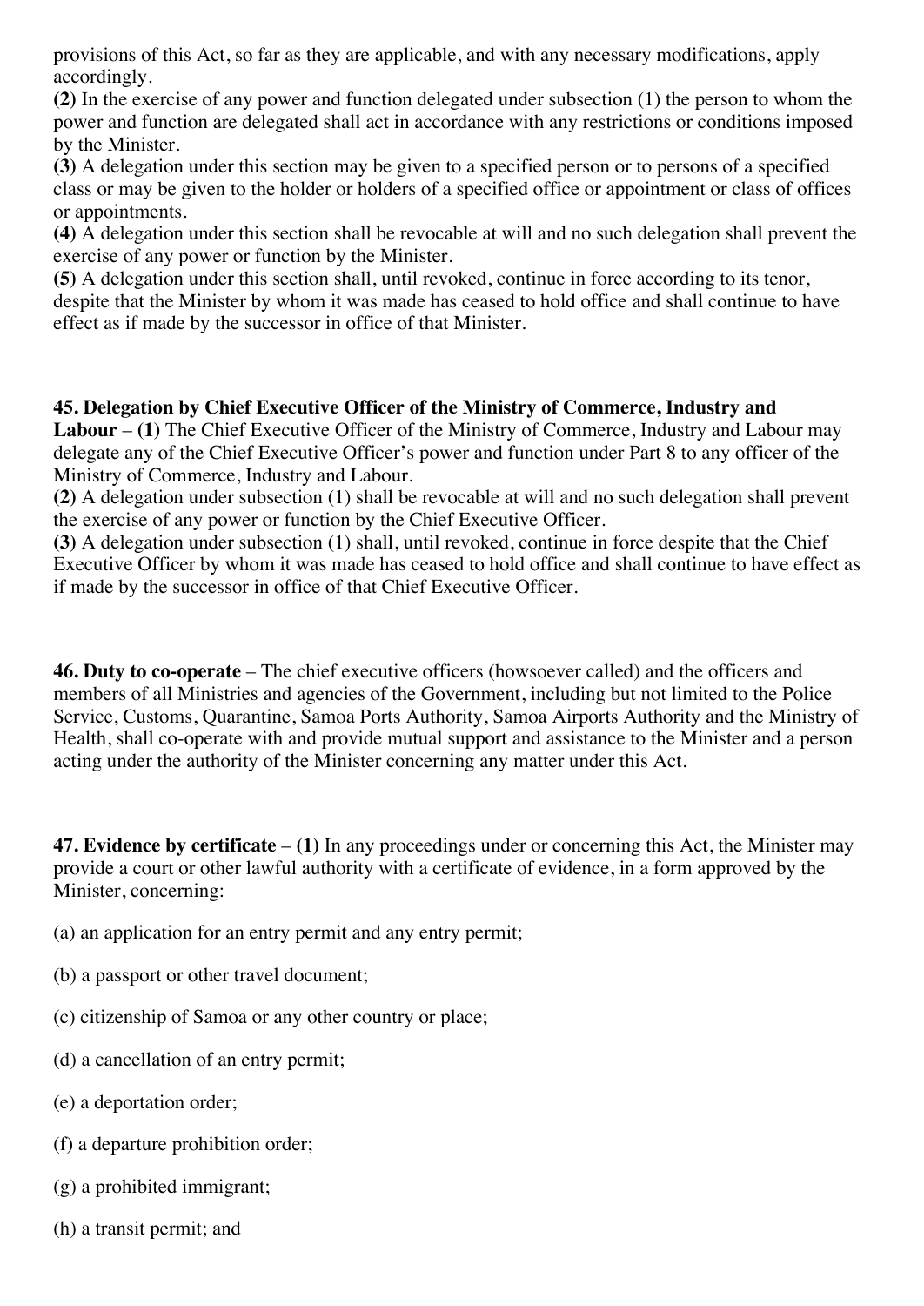provisions of this Act, so far as they are applicable, and with any necessary modifications, apply accordingly.

**(2)** In the exercise of any power and function delegated under subsection (1) the person to whom the power and function are delegated shall act in accordance with any restrictions or conditions imposed by the Minister.

**(3)** A delegation under this section may be given to a specified person or to persons of a specified class or may be given to the holder or holders of a specified office or appointment or class of offices or appointments.

**(4)** A delegation under this section shall be revocable at will and no such delegation shall prevent the exercise of any power or function by the Minister.

**(5)** A delegation under this section shall, until revoked, continue in force according to its tenor, despite that the Minister by whom it was made has ceased to hold office and shall continue to have effect as if made by the successor in office of that Minister.

**45. Delegation by Chief Executive Officer of the Ministry of Commerce, Industry and Labour** – **(1)** The Chief Executive Officer of the Ministry of Commerce, Industry and Labour may delegate any of the Chief Executive Officer's power and function under Part 8 to any officer of the Ministry of Commerce, Industry and Labour.

**(2)** A delegation under subsection (1) shall be revocable at will and no such delegation shall prevent the exercise of any power or function by the Chief Executive Officer.

**(3)** A delegation under subsection (1) shall, until revoked, continue in force despite that the Chief Executive Officer by whom it was made has ceased to hold office and shall continue to have effect as if made by the successor in office of that Chief Executive Officer.

**46. Duty to co-operate** – The chief executive officers (howsoever called) and the officers and members of all Ministries and agencies of the Government, including but not limited to the Police Service, Customs, Quarantine, Samoa Ports Authority, Samoa Airports Authority and the Ministry of Health, shall co-operate with and provide mutual support and assistance to the Minister and a person acting under the authority of the Minister concerning any matter under this Act.

**47. Evidence by certificate** – **(1)** In any proceedings under or concerning this Act, the Minister may provide a court or other lawful authority with a certificate of evidence, in a form approved by the Minister, concerning:

(a) an application for an entry permit and any entry permit;

(b) a passport or other travel document;

(c) citizenship of Samoa or any other country or place;

(d) a cancellation of an entry permit;

(e) a deportation order;

(f) a departure prohibition order;

(g) a prohibited immigrant;

(h) a transit permit; and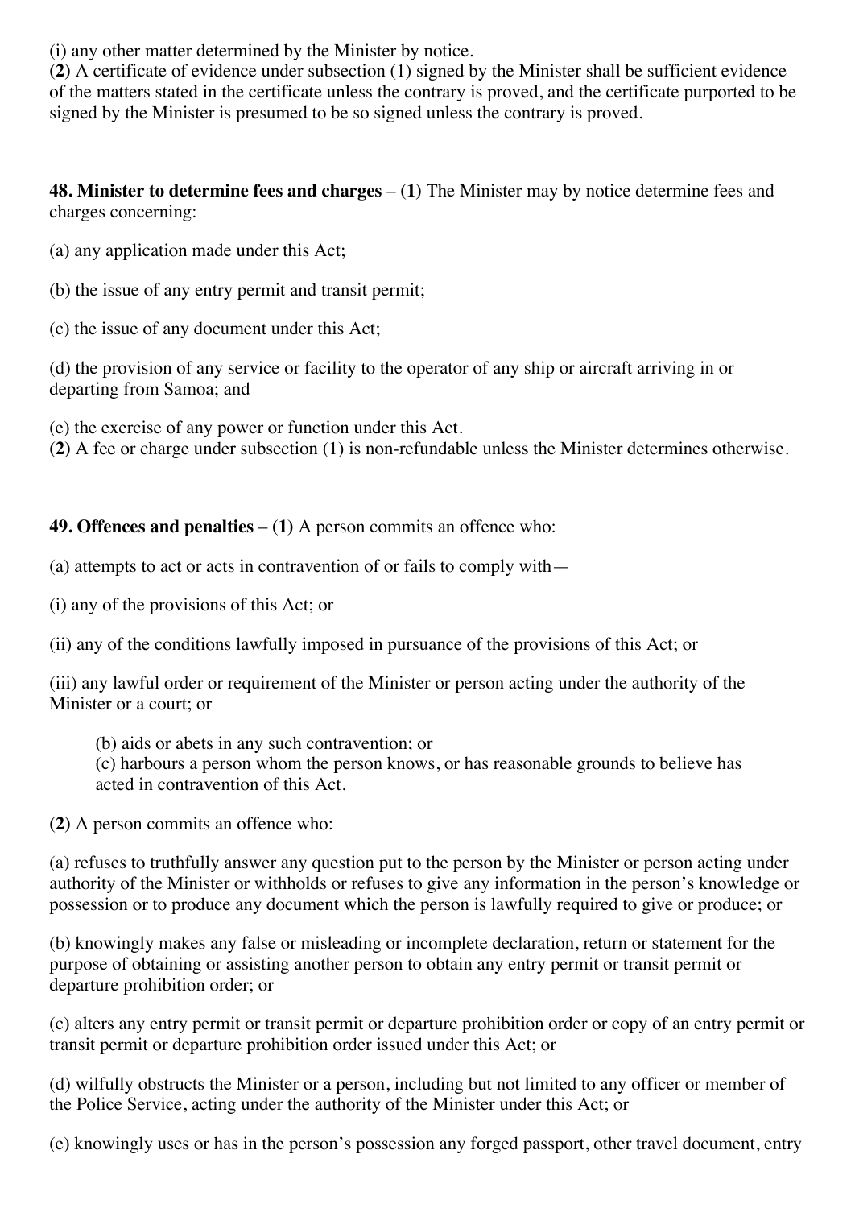(i) any other matter determined by the Minister by notice.

**(2)** A certificate of evidence under subsection (1) signed by the Minister shall be sufficient evidence of the matters stated in the certificate unless the contrary is proved, and the certificate purported to be signed by the Minister is presumed to be so signed unless the contrary is proved.

**48. Minister to determine fees and charges** – **(1)** The Minister may by notice determine fees and charges concerning:

(a) any application made under this Act;

(b) the issue of any entry permit and transit permit;

(c) the issue of any document under this Act;

(d) the provision of any service or facility to the operator of any ship or aircraft arriving in or departing from Samoa; and

(e) the exercise of any power or function under this Act.

**(2)** A fee or charge under subsection (1) is non-refundable unless the Minister determines otherwise.

**49. Offences and penalties** – **(1)** A person commits an offence who:

(a) attempts to act or acts in contravention of or fails to comply with—

(i) any of the provisions of this Act; or

(ii) any of the conditions lawfully imposed in pursuance of the provisions of this Act; or

(iii) any lawful order or requirement of the Minister or person acting under the authority of the Minister or a court; or

(b) aids or abets in any such contravention; or

(c) harbours a person whom the person knows, or has reasonable grounds to believe has acted in contravention of this Act.

**(2)** A person commits an offence who:

(a) refuses to truthfully answer any question put to the person by the Minister or person acting under authority of the Minister or withholds or refuses to give any information in the person's knowledge or possession or to produce any document which the person is lawfully required to give or produce; or

(b) knowingly makes any false or misleading or incomplete declaration, return or statement for the purpose of obtaining or assisting another person to obtain any entry permit or transit permit or departure prohibition order; or

(c) alters any entry permit or transit permit or departure prohibition order or copy of an entry permit or transit permit or departure prohibition order issued under this Act; or

(d) wilfully obstructs the Minister or a person, including but not limited to any officer or member of the Police Service, acting under the authority of the Minister under this Act; or

(e) knowingly uses or has in the person's possession any forged passport, other travel document, entry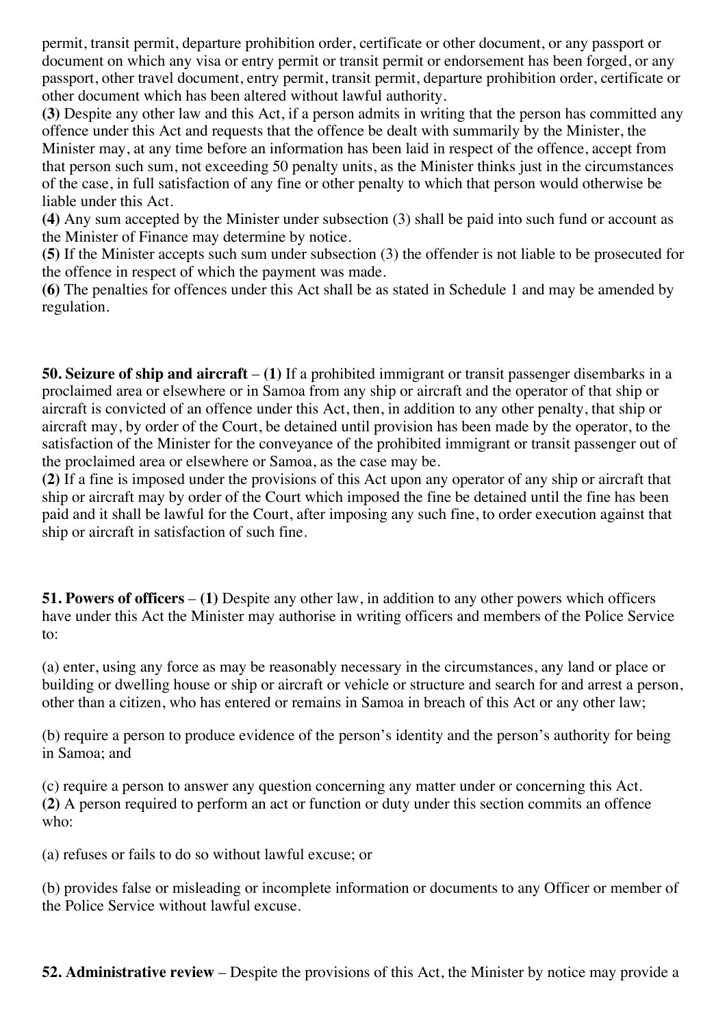permit, transit permit, departure prohibition order, certificate or other document, or any passport or document on which any visa or entry permit or transit permit or endorsement has been forged, or any passport, other travel document, entry permit, transit permit, departure prohibition order, certificate or other document which has been altered without lawful authority.

**(3)** Despite any other law and this Act, if a person admits in writing that the person has committed any offence under this Act and requests that the offence be dealt with summarily by the Minister, the Minister may, at any time before an information has been laid in respect of the offence, accept from that person such sum, not exceeding 50 penalty units, as the Minister thinks just in the circumstances of the case, in full satisfaction of any fine or other penalty to which that person would otherwise be liable under this Act.

**(4)** Any sum accepted by the Minister under subsection (3) shall be paid into such fund or account as the Minister of Finance may determine by notice.

**(5)** If the Minister accepts such sum under subsection (3) the offender is not liable to be prosecuted for the offence in respect of which the payment was made.

**(6)** The penalties for offences under this Act shall be as stated in Schedule 1 and may be amended by regulation.

**50. Seizure of ship and aircraft** – **(1)** If a prohibited immigrant or transit passenger disembarks in a proclaimed area or elsewhere or in Samoa from any ship or aircraft and the operator of that ship or aircraft is convicted of an offence under this Act, then, in addition to any other penalty, that ship or aircraft may, by order of the Court, be detained until provision has been made by the operator, to the satisfaction of the Minister for the conveyance of the prohibited immigrant or transit passenger out of the proclaimed area or elsewhere or Samoa, as the case may be.

**(2)** If a fine is imposed under the provisions of this Act upon any operator of any ship or aircraft that ship or aircraft may by order of the Court which imposed the fine be detained until the fine has been paid and it shall be lawful for the Court, after imposing any such fine, to order execution against that ship or aircraft in satisfaction of such fine.

**51. Powers of officers** – **(1)** Despite any other law, in addition to any other powers which officers have under this Act the Minister may authorise in writing officers and members of the Police Service to:

(a) enter, using any force as may be reasonably necessary in the circumstances, any land or place or building or dwelling house or ship or aircraft or vehicle or structure and search for and arrest a person, other than a citizen, who has entered or remains in Samoa in breach of this Act or any other law;

(b) require a person to produce evidence of the person's identity and the person's authority for being in Samoa; and

(c) require a person to answer any question concerning any matter under or concerning this Act.

**(2)** A person required to perform an act or function or duty under this section commits an offence who:

(a) refuses or fails to do so without lawful excuse; or

(b) provides false or misleading or incomplete information or documents to any Officer or member of the Police Service without lawful excuse.

**52. Administrative review** – Despite the provisions of this Act, the Minister by notice may provide a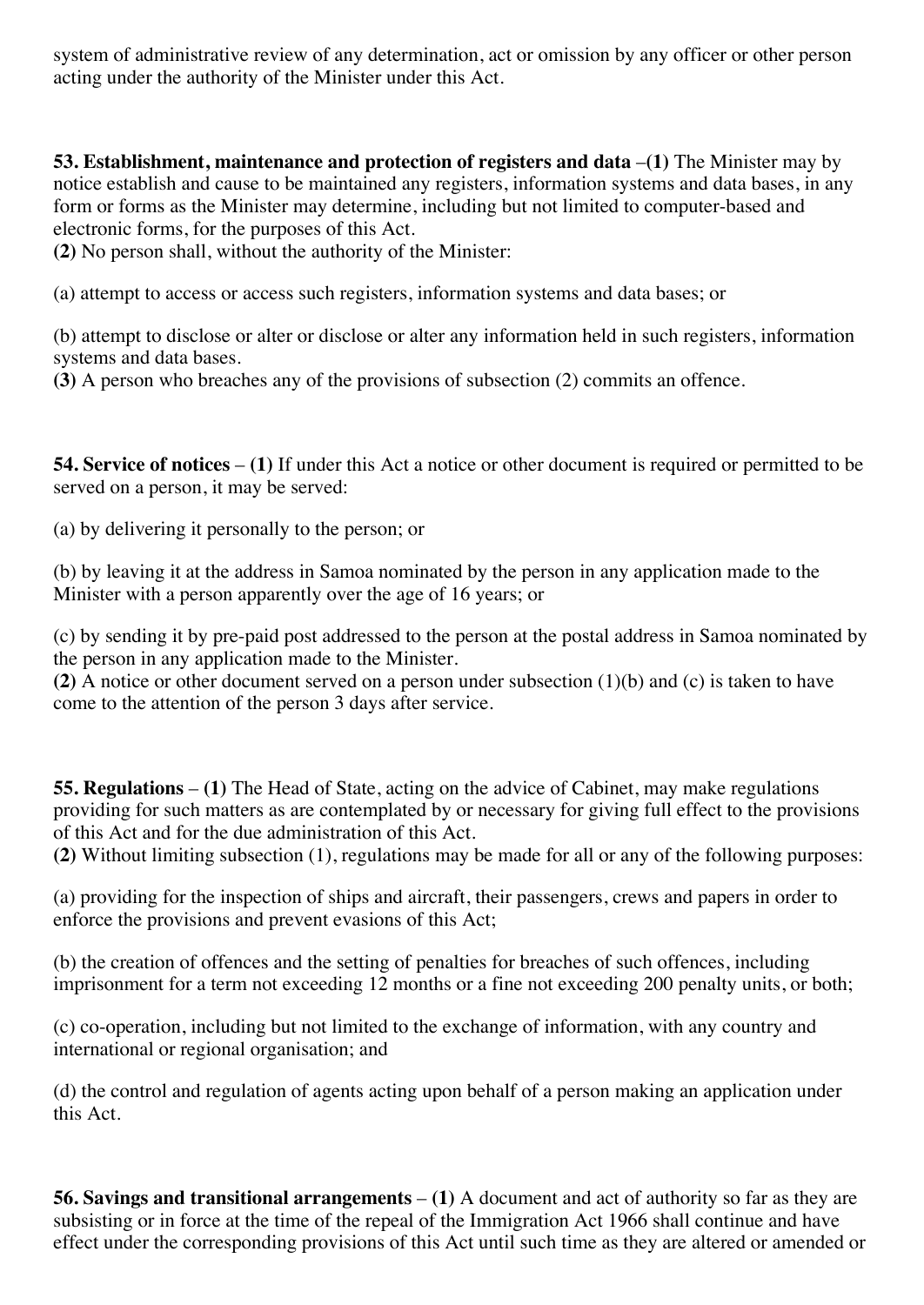system of administrative review of any determination, act or omission by any officer or other person acting under the authority of the Minister under this Act.

**53. Establishment, maintenance and protection of registers and data** –**(1)** The Minister may by notice establish and cause to be maintained any registers, information systems and data bases, in any form or forms as the Minister may determine, including but not limited to computer-based and electronic forms, for the purposes of this Act.
**(2)** No person shall, without the authority of the Minister:

(a) attempt to access or access such registers, information systems and data bases; or

(b) attempt to disclose or alter or disclose or alter any information held in such registers, information systems and data bases.
**(3)** A person who breaches any of the provisions of subsection (2) commits an offence.

**54. Service of notices** – **(1)** If under this Act a notice or other document is required or permitted to be served on a person, it may be served:

(a) by delivering it personally to the person; or

(b) by leaving it at the address in Samoa nominated by the person in any application made to the Minister with a person apparently over the age of 16 years; or

(c) by sending it by pre-paid post addressed to the person at the postal address in Samoa nominated by the person in any application made to the Minister.
**(2)** A notice or other document served on a person under subsection (1)(b) and (c) is taken to have come to the attention of the person 3 days after service.

**55. Regulations** – **(1)** The Head of State, acting on the advice of Cabinet, may make regulations providing for such matters as are contemplated by or necessary for giving full effect to the provisions of this Act and for the due administration of this Act.
**(2)** Without limiting subsection (1), regulations may be made for all or any of the following purposes:

(a) providing for the inspection of ships and aircraft, their passengers, crews and papers in order to enforce the provisions and prevent evasions of this Act;

(b) the creation of offences and the setting of penalties for breaches of such offences, including imprisonment for a term not exceeding 12 months or a fine not exceeding 200 penalty units, or both;

(c) co-operation, including but not limited to the exchange of information, with any country and international or regional organisation; and

(d) the control and regulation of agents acting upon behalf of a person making an application under this Act.

**56. Savings and transitional arrangements** – **(1)** A document and act of authority so far as they are subsisting or in force at the time of the repeal of the Immigration Act 1966 shall continue and have effect under the corresponding provisions of this Act until such time as they are altered or amended or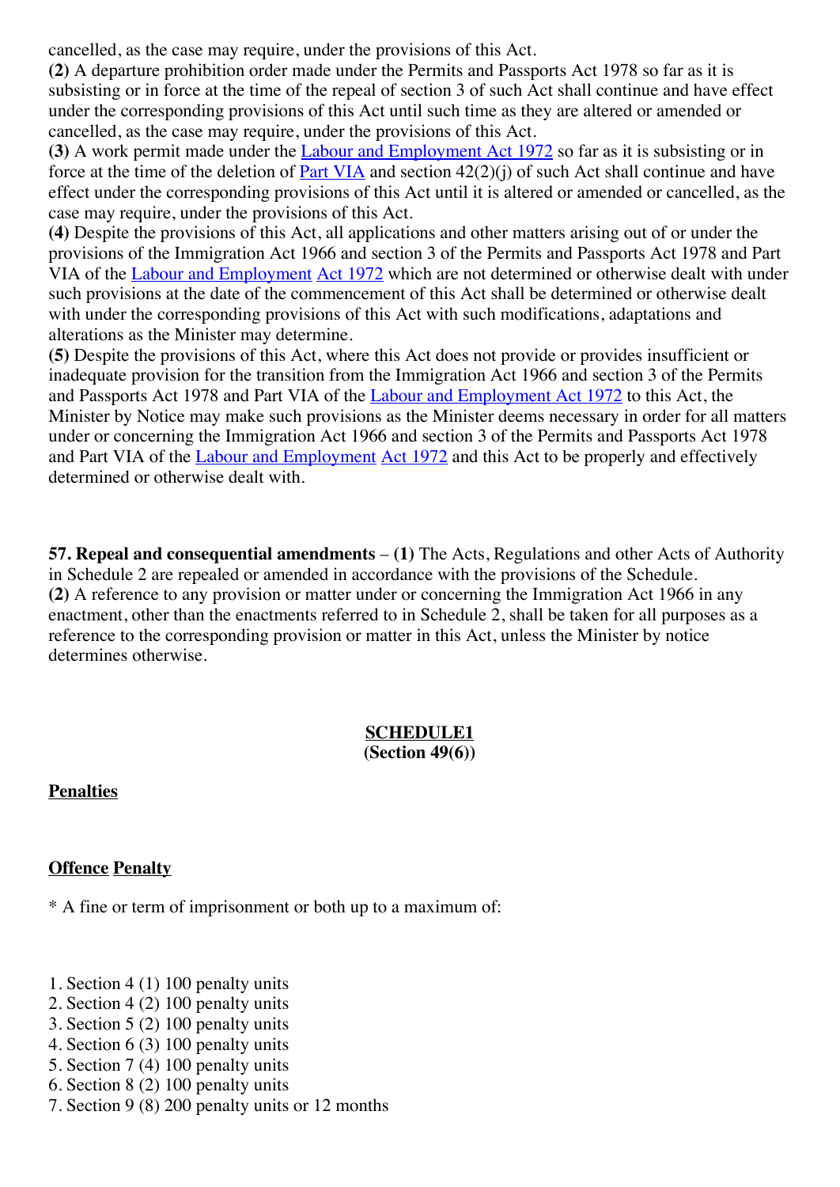cancelled, as the case may require, under the provisions of this Act.

**(2)** A departure prohibition order made under the Permits and Passports Act 1978 so far as it is subsisting or in force at the time of the repeal of section 3 of such Act shall continue and have effect under the corresponding provisions of this Act until such time as they are altered or amended or cancelled, as the case may require, under the provisions of this Act.

**(3)** A work permit made under the Labour and Employment Act 1972 so far as it is subsisting or in force at the time of the deletion of Part VIA and section 42(2)(j) of such Act shall continue and have effect under the corresponding provisions of this Act until it is altered or amended or cancelled, as the case may require, under the provisions of this Act.

**(4)** Despite the provisions of this Act, all applications and other matters arising out of or under the provisions of the Immigration Act 1966 and section 3 of the Permits and Passports Act 1978 and Part VIA of the Labour and Employment Act 1972 which are not determined or otherwise dealt with under such provisions at the date of the commencement of this Act shall be determined or otherwise dealt with under the corresponding provisions of this Act with such modifications, adaptations and alterations as the Minister may determine.

**(5)** Despite the provisions of this Act, where this Act does not provide or provides insufficient or inadequate provision for the transition from the Immigration Act 1966 and section 3 of the Permits and Passports Act 1978 and Part VIA of the Labour and Employment Act 1972 to this Act, the Minister by Notice may make such provisions as the Minister deems necessary in order for all matters under or concerning the Immigration Act 1966 and section 3 of the Permits and Passports Act 1978 and Part VIA of the Labour and Employment Act 1972 and this Act to be properly and effectively determined or otherwise dealt with.

**57. Repeal and consequential amendments** – **(1)** The Acts, Regulations and other Acts of Authority in Schedule 2 are repealed or amended in accordance with the provisions of the Schedule.

**(2)** A reference to any provision or matter under or concerning the Immigration Act 1966 in any enactment, other than the enactments referred to in Schedule 2, shall be taken for all purposes as a reference to the corresponding provision or matter in this Act, unless the Minister by notice determines otherwise.

## SCHEDULE1
**(Section 49(6))**

**Penalties**

**Offence** **Penalty**

* A fine or term of imprisonment or both up to a maximum of:

1. Section 4 (1) 100 penalty units
2. Section 4 (2) 100 penalty units
3. Section 5 (2) 100 penalty units
4. Section 6 (3) 100 penalty units
5. Section 7 (4) 100 penalty units
6. Section 8 (2) 100 penalty units
7. Section 9 (8) 200 penalty units or 12 months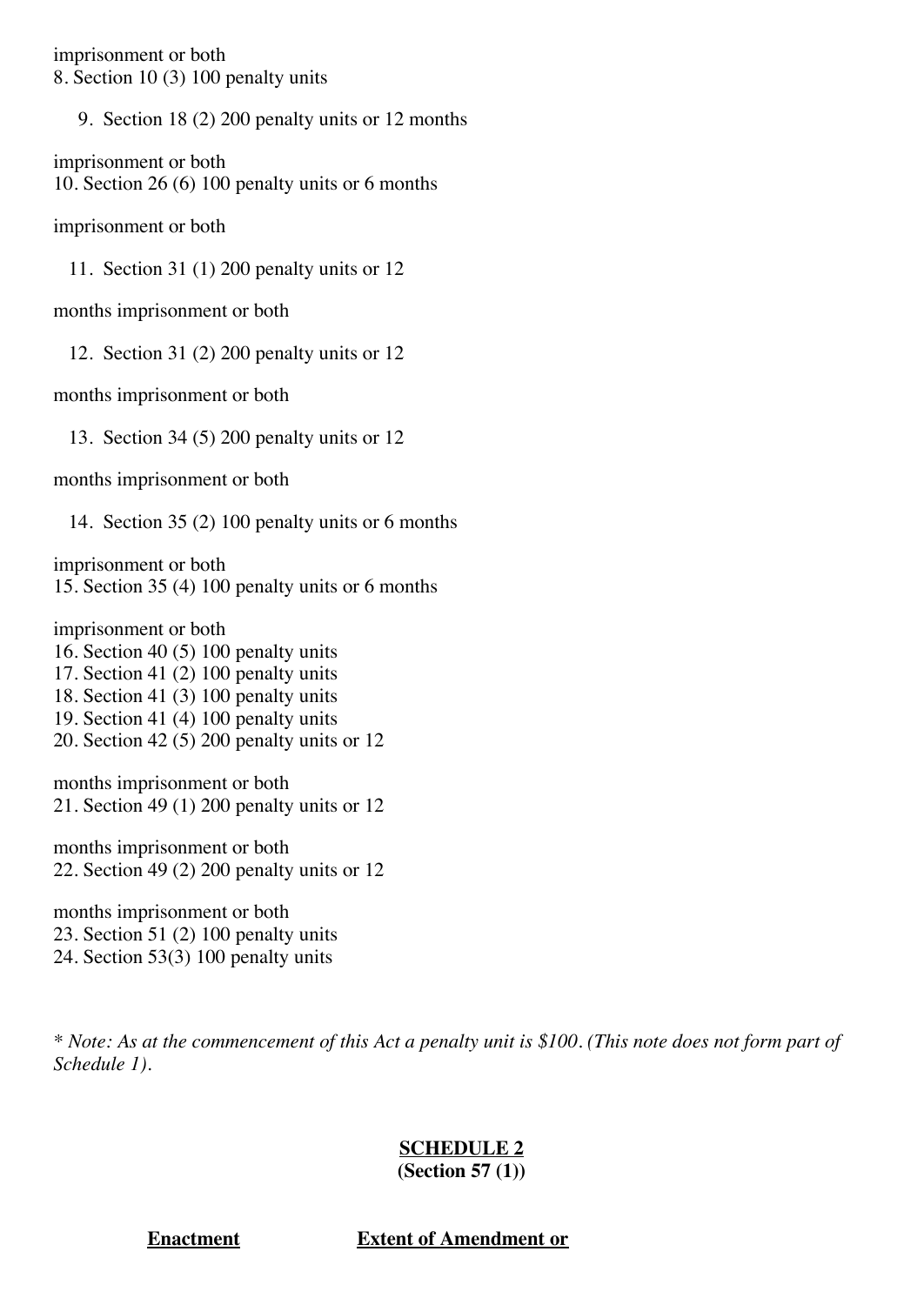imprisonment or both

8. Section 10 (3) 100 penalty units

9. Section 18 (2) 200 penalty units or 12 months imprisonment or both

10. Section 26 (6) 100 penalty units or 6 months imprisonment or both

11. Section 31 (1) 200 penalty units or 12 months imprisonment or both

12. Section 31 (2) 200 penalty units or 12 months imprisonment or both

13. Section 34 (5) 200 penalty units or 12 months imprisonment or both

14. Section 35 (2) 100 penalty units or 6 months imprisonment or both

15. Section 35 (4) 100 penalty units or 6 months imprisonment or both

16. Section 40 (5) 100 penalty units

17. Section 41 (2) 100 penalty units

18. Section 41 (3) 100 penalty units

19. Section 41 (4) 100 penalty units

20. Section 42 (5) 200 penalty units or 12 months imprisonment or both

21. Section 49 (1) 200 penalty units or 12 months imprisonment or both

22. Section 49 (2) 200 penalty units or 12 months imprisonment or both

23. Section 51 (2) 100 penalty units

24. Section 53(3) 100 penalty units

*\* Note: As at the commencement of this Act a penalty unit is $100. (This note does not form part of Schedule 1).*

**SCHEDULE 2**
**(Section 57 (1))**

| **Enactment** | **Extent of Amendment or** |
|---|---|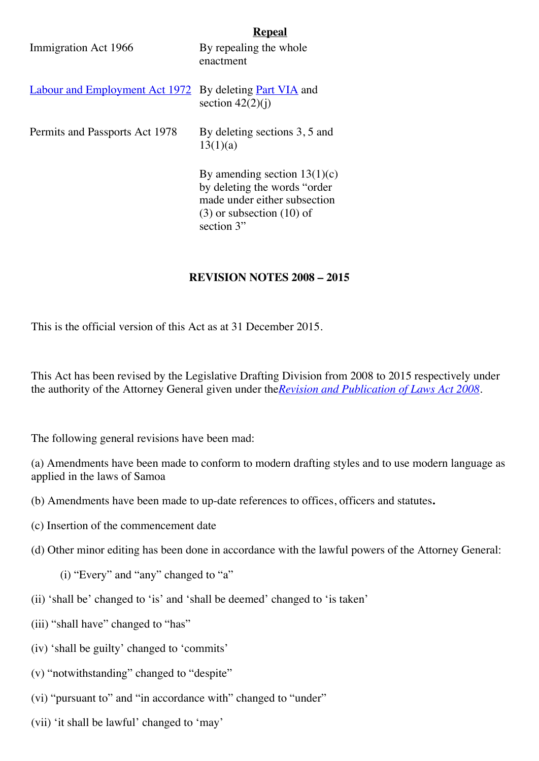**Repeal**

| | |
|---|---|
| Immigration Act 1966 | By repealing the whole enactment |
| Labour and Employment Act 1972 | By deleting Part VIA and section 42(2)(j) |
| Permits and Passports Act 1978 | By deleting sections 3, 5 and 13(1)(a) |
| | By amending section 13(1)(c) by deleting the words "order made under either subsection (3) or subsection (10) of section 3" |

**REVISION NOTES 2008 – 2015**

This is the official version of this Act as at 31 December 2015.

This Act has been revised by the Legislative Drafting Division from 2008 to 2015 respectively under the authority of the Attorney General given under the*Revision and Publication of Laws Act 2008*.

The following general revisions have been mad:

(a) Amendments have been made to conform to modern drafting styles and to use modern language as applied in the laws of Samoa

(b) Amendments have been made to up-date references to offices, officers and statutes**.**

(c) Insertion of the commencement date

(d) Other minor editing has been done in accordance with the lawful powers of the Attorney General:

(i) "Every" and "any" changed to "a"

(ii) 'shall be' changed to 'is' and 'shall be deemed' changed to 'is taken'

(iii) "shall have" changed to "has"

(iv) 'shall be guilty' changed to 'commits'

(v) "notwithstanding" changed to "despite"

(vi) "pursuant to" and "in accordance with" changed to "under"

(vii) 'it shall be lawful' changed to 'may'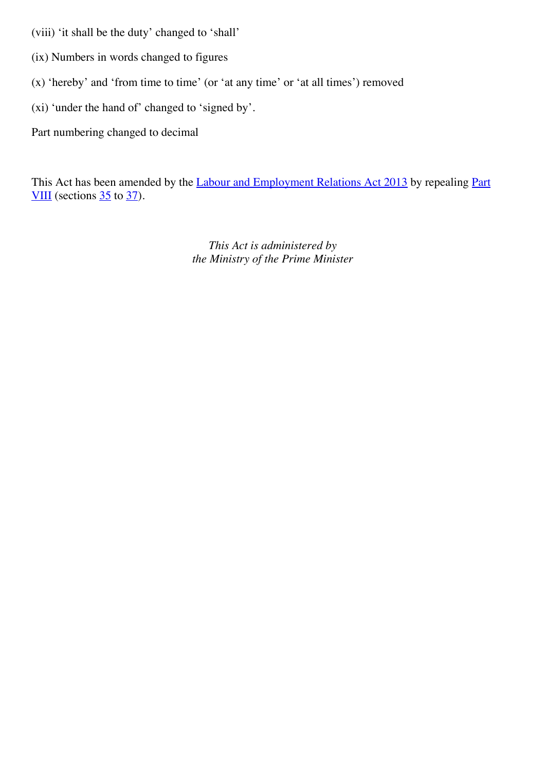(viii) ‘it shall be the duty’ changed to ‘shall’

(ix) Numbers in words changed to figures

(x) ‘hereby’ and ‘from time to time’ (or ‘at any time’ or ‘at all times’) removed

(xi) ‘under the hand of’ changed to ‘signed by’.

Part numbering changed to decimal

This Act has been amended by the Labour and Employment Relations Act 2013 by repealing Part VIII (sections 35 to 37).

*This Act is administered by*
*the Ministry of the Prime Minister*